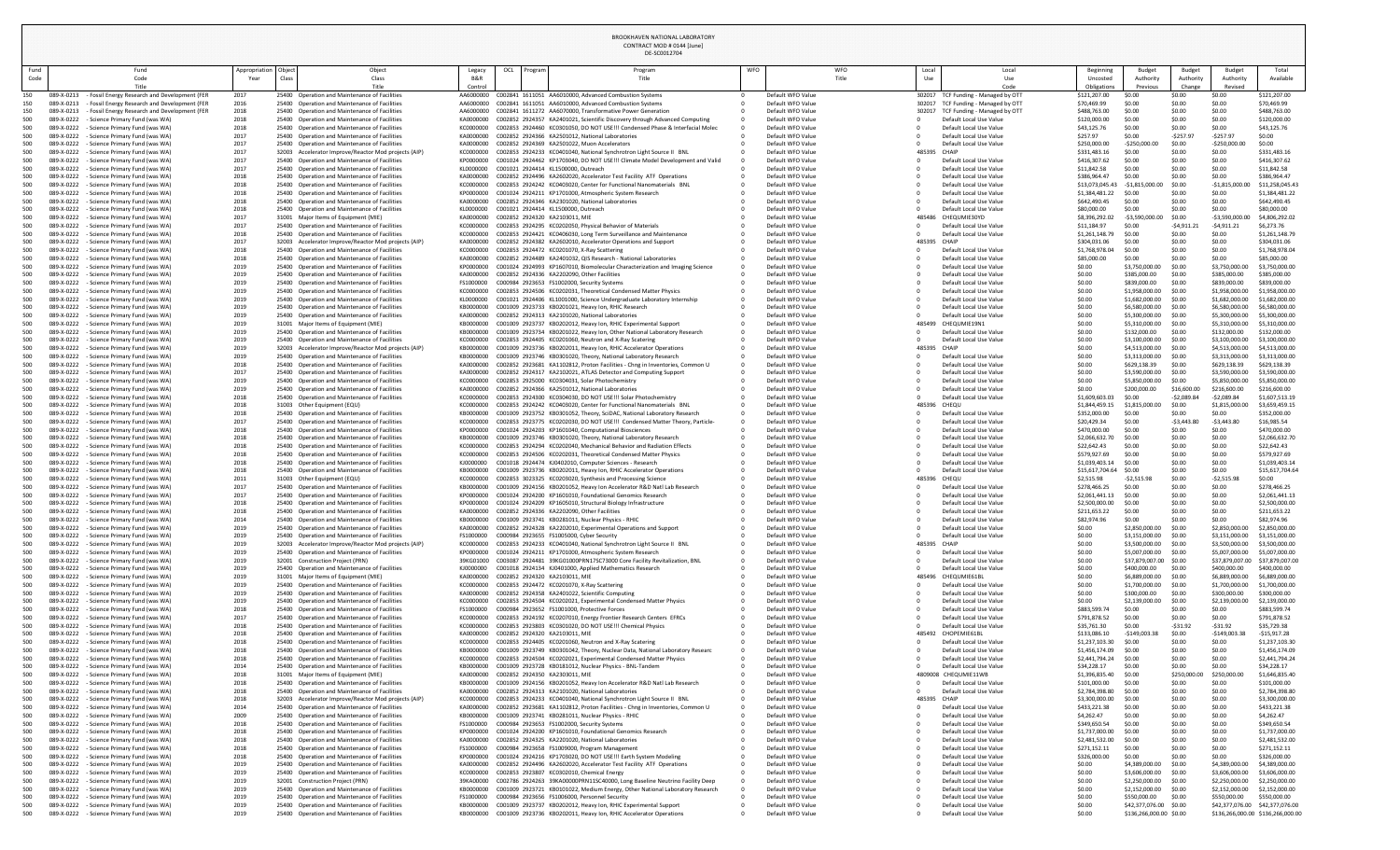BROOKHAVEN NATIONAL LABORATORY
CONTRACT MOD # 0144 [June]
DE-SC0012704

| Fund | Fund Code Title | Appropriation Year | Object Class | Object Class Title | Legacy B&R Control | OCL | Program | Program Title | WFO | WFO Title | Local Use | Local Use Code | Beginning Uncosted Obligations | Budget Authority Previous | Budget Authority Change | Budget Authority Revised | Total Available |
|---|---|---|---|---|---|---|---|---|---|---|---|---|---|---|---|---|---|
| 150 | 089-X-0213 - Fossil Energy Research and Development (FER | 2017 | 25400 | Operation and Maintenance of Facilities | AA6000000 | C002841 | 1611051 | AA6010000, Advanced Combustion Systems | 0 | Default WFO Value | 302017 | TCF Funding - Managed by OTT | $121,207.00 | $0.00 | $0.00 | $0.00 | $121,207.00 |
| 150 | 089-X-0213 - Fossil Energy Research and Development (FER | 2016 | 25400 | Operation and Maintenance of Facilities | AA6000000 | C002841 | 1611051 | AA6010000, Advanced Combustion Systems | 0 | Default WFO Value | 302017 | TCF Funding - Managed by OTT | $70,469.99 | $0.00 | $0.00 | $0.00 | $70,469.99 |
| 150 | 089-X-0213 - Fossil Energy Research and Development (FER | 2018 | 25400 | Operation and Maintenance of Facilities | AA6000000 | C002841 | 1611272 | AA6070000, Transformative Power Generation | 0 | Default WFO Value | 302017 | TCF Funding - Managed by OTT | $488,763.00 | $0.00 | $0.00 | $0.00 | $488,763.00 |
| 500 | 089-X-0222 - Science Primary Fund (was WA) | 2018 | 25400 | Operation and Maintenance of Facilities | KA0000000 | C002852 | 2924357 | KA2401021, Scientific Discovery through Advanced Computing | 0 | Default WFO Value | 0 | Default Local Use Value | $120,000.00 | $0.00 | $0.00 | $0.00 | $120,000.00 |
| 500 | 089-X-0222 - Science Primary Fund (was WA) | 2018 | 25400 | Operation and Maintenance of Facilities | KC0000000 | C002853 | 2924460 | KC0301050, DO NOT USE!!! Condensed Phase & Interfacial Molec | 0 | Default WFO Value | 0 | Default Local Use Value | $43,125.76 | $0.00 | $0.00 | $0.00 | $43,125.76 |
| 500 | 089-X-0222 - Science Primary Fund (was WA) | 2017 | 25400 | Operation and Maintenance of Facilities | KA0000000 | C002852 | 2924366 | KA2501012, National Laboratories | 0 | Default WFO Value | 0 | Default Local Use Value | $257.97 | $0.00 | -$257.97 | -$257.97 | $0.00 |
| 500 | 089-X-0222 - Science Primary Fund (was WA) | 2017 | 25400 | Operation and Maintenance of Facilities | KA0000000 | C002852 | 2924369 | KA2501022, Muon Accelerators | 0 | Default WFO Value | 0 | Default Local Use Value | $250,000.00 | -$250,000.00 | $0.00 | -$250,000.00 | $0.00 |
| 500 | 089-X-0222 - Science Primary Fund (was WA) | 2017 | 32003 | Accelerator Improve/Reactor Mod projects (AIP) | KC0000000 | C002853 | 2924233 | KC0401040, National Synchrotron Light Source II BNL | 0 | Default WFO Value | 485395 | CHAIP | $331,483.16 | $0.00 | $0.00 | $0.00 | $331,483.16 |
| 500 | 089-X-0222 - Science Primary Fund (was WA) | 2017 | 25400 | Operation and Maintenance of Facilities | KP0000000 | C001024 | 2924462 | KP1703040, DO NOT USE!!! Climate Model Development and Valid | 0 | Default WFO Value | 0 | Default Local Use Value | $416,307.62 | $0.00 | $0.00 | $0.00 | $416,307.62 |
| 500 | 089-X-0222 - Science Primary Fund (was WA) | 2017 | 25400 | Operation and Maintenance of Facilities | KL0000000 | C001021 | 2924414 | KL1500000, Outreach | 0 | Default WFO Value | 0 | Default Local Use Value | $11,842.58 | $0.00 | $0.00 | $0.00 | $11,842.58 |
| 500 | 089-X-0222 - Science Primary Fund (was WA) | 2018 | 25400 | Operation and Maintenance of Facilities | KA0000000 | C002852 | 2924496 | KA2602020, Accelerator Test Facility ATF Operations | 0 | Default WFO Value | 0 | Default Local Use Value | $386,964.47 | $0.00 | $0.00 | $0.00 | $386,964.47 |
| 500 | 089-X-0222 - Science Primary Fund (was WA) | 2018 | 25400 | Operation and Maintenance of Facilities | KC0000000 | C002853 | 2924242 | KC0403020, Center for Functional Nanomaterials BNL | 0 | Default WFO Value | 0 | Default Local Use Value | $13,073,045.43 | -$1,815,000.00 | $0.00 | -$1,815,000.00 | $11,258,045.43 |
| 500 | 089-X-0222 - Science Primary Fund (was WA) | 2018 | 25400 | Operation and Maintenance of Facilities | KP0000000 | C001024 | 2924211 | KP1701000, Atmospheric System Research | 0 | Default WFO Value | 0 | Default Local Use Value | $1,384,481.22 | $0.00 | $0.00 | $0.00 | $1,384,481.22 |
| 500 | 089-X-0222 - Science Primary Fund (was WA) | 2018 | 25400 | Operation and Maintenance of Facilities | KA0000000 | C002852 | 2924346 | KA2301020, National Laboratories | 0 | Default WFO Value | 0 | Default Local Use Value | $642,490.45 | $0.00 | $0.00 | $0.00 | $642,490.45 |
| 500 | 089-X-0222 - Science Primary Fund (was WA) | 2018 | 25400 | Operation and Maintenance of Facilities | KL0000000 | C001021 | 2924414 | KL1500000, Outreach | 0 | Default WFO Value | 0 | Default Local Use Value | $80,000.00 | $0.00 | $0.00 | $0.00 | $80,000.00 |
| 500 | 089-X-0222 - Science Primary Fund (was WA) | 2017 | 31001 | Major Items of Equipment (MIE) | KA0000000 | C002852 | 2924320 | KA2103011, MIE | 0 | Default WFO Value | 485486 | CHEQUMIE30YD | $8,396,292.02 | -$3,590,000.00 | $0.00 | -$3,590,000.00 | $4,806,292.02 |
| 500 | 089-X-0222 - Science Primary Fund (was WA) | 2017 | 25400 | Operation and Maintenance of Facilities | KC0000000 | C002853 | 2924295 | KC0202050, Physical Behavior of Materials | 0 | Default WFO Value | 0 | Default Local Use Value | $11,184.97 | $0.00 | -$4,911.21 | -$4,911.21 | $6,273.76 |
| 500 | 089-X-0222 - Science Primary Fund (was WA) | 2018 | 25400 | Operation and Maintenance of Facilities | KC0000000 | C002853 | 2924421 | KC0406030, Long Term Surveillance and Maintenance | 0 | Default WFO Value | 0 | Default Local Use Value | $1,261,148.79 | $0.00 | $0.00 | $0.00 | $1,261,148.79 |
| 500 | 089-X-0222 - Science Primary Fund (was WA) | 2017 | 32003 | Accelerator Improve/Reactor Mod projects (AIP) | KA0000000 | C002852 | 2924382 | KA2602010, Accelerator Operations and Support | 0 | Default WFO Value | 485395 | CHAIP | $304,031.06 | $0.00 | $0.00 | $0.00 | $304,031.06 |
| 500 | 089-X-0222 - Science Primary Fund (was WA) | 2018 | 25400 | Operation and Maintenance of Facilities | KC0000000 | C002853 | 2924472 | KC0201070, X-Ray Scattering | 0 | Default WFO Value | 0 | Default Local Use Value | $1,768,978.04 | $0.00 | $0.00 | $0.00 | $1,768,978.04 |
| 500 | 089-X-0222 - Science Primary Fund (was WA) | 2018 | 25400 | Operation and Maintenance of Facilities | KA0000000 | C002852 | 2924489 | KA2401032, QIS Research - National Laboratories | 0 | Default WFO Value | 0 | Default Local Use Value | $85,000.00 | $0.00 | $0.00 | $0.00 | $85,000.00 |
| 500 | 089-X-0222 - Science Primary Fund (was WA) | 2019 | 25400 | Operation and Maintenance of Facilities | KP0000000 | C001024 | 2924993 | KP1607010, Biomolecular Characterization and Imaging Science | 0 | Default WFO Value | 0 | Default Local Use Value | $0.00 | $3,750,000.00 | $0.00 | $3,750,000.00 | $3,750,000.00 |
| 500 | 089-X-0222 - Science Primary Fund (was WA) | 2019 | 25400 | Operation and Maintenance of Facilities | KA0000000 | C002852 | 2924336 | KA2202090, Other Facilities | 0 | Default WFO Value | 0 | Default Local Use Value | $0.00 | $385,000.00 | $0.00 | $385,000.00 | $385,000.00 |
| 500 | 089-X-0222 - Science Primary Fund (was WA) | 2019 | 25400 | Operation and Maintenance of Facilities | FS1000000 | C000984 | 2923653 | FS1002000, Security Systems | 0 | Default WFO Value | 0 | Default Local Use Value | $0.00 | $839,000.00 | $0.00 | $839,000.00 | $839,000.00 |
| 500 | 089-X-0222 - Science Primary Fund (was WA) | 2019 | 25400 | Operation and Maintenance of Facilities | KC0000000 | C002853 | 2924506 | KC0202031, Theoretical Condensed Matter Physics | 0 | Default WFO Value | 0 | Default Local Use Value | $0.00 | $1,958,000.00 | $0.00 | $1,958,000.00 | $1,958,000.00 |
| 500 | 089-X-0222 - Science Primary Fund (was WA) | 2019 | 25400 | Operation and Maintenance of Facilities | KL0000000 | C001021 | 2924406 | KL1001000, Science Undergraduate Laboratory Internship | 0 | Default WFO Value | 0 | Default Local Use Value | $0.00 | $1,682,000.00 | $0.00 | $1,682,000.00 | $1,682,000.00 |
| 500 | 089-X-0222 - Science Primary Fund (was WA) | 2019 | 25400 | Operation and Maintenance of Facilities | KB0000000 | C001009 | 2923733 | KB0201021, Heavy Ion, RHIC Research | 0 | Default WFO Value | 0 | Default Local Use Value | $0.00 | $6,580,000.00 | $0.00 | $6,580,000.00 | $6,580,000.00 |
| 500 | 089-X-0222 - Science Primary Fund (was WA) | 2019 | 25400 | Operation and Maintenance of Facilities | KA0000000 | C002852 | 2924313 | KA2101020, National Laboratories | 0 | Default WFO Value | 0 | Default Local Use Value | $0.00 | $5,300,000.00 | $0.00 | $5,300,000.00 | $5,300,000.00 |
| 500 | 089-X-0222 - Science Primary Fund (was WA) | 2019 | 31001 | Major Items of Equipment (MIE) | KB0000000 | C001009 | 2923737 | KB0202012, Heavy Ion, RHIC Experimental Support | 0 | Default WFO Value | 485499 | CHEQUMIE19NS | $0.00 | $5,310,000.00 | $0.00 | $5,310,000.00 | $5,310,000.00 |
| 500 | 089-X-0222 - Science Primary Fund (was WA) | 2019 | 25400 | Operation and Maintenance of Facilities | KB0000000 | C001009 | 2923734 | KB0201022, Heavy Ion, Other National Laboratory Research | 0 | Default WFO Value | 0 | Default Local Use Value | $0.00 | $132,000.00 | $0.00 | $132,000.00 | $132,000.00 |
| 500 | 089-X-0222 - Science Primary Fund (was WA) | 2019 | 25400 | Operation and Maintenance of Facilities | KC0000000 | C002853 | 2924405 | KC0201060, Neutron and X-Ray Scattering | 0 | Default WFO Value | 0 | Default Local Use Value | $0.00 | $3,100,000.00 | $0.00 | $3,100,000.00 | $3,100,000.00 |
| 500 | 089-X-0222 - Science Primary Fund (was WA) | 2019 | 32003 | Accelerator Improve/Reactor Mod projects (AIP) | KB0000000 | C001009 | 2923736 | KB0202011, Heavy Ion, RHIC Accelerator Operations | 0 | Default WFO Value | 485395 | CHAIP | $0.00 | $4,513,000.00 | $0.00 | $4,513,000.00 | $4,513,000.00 |
| 500 | 089-X-0222 - Science Primary Fund (was WA) | 2019 | 25400 | Operation and Maintenance of Facilities | KB0000000 | C001009 | 2923746 | KB0301020, Theory, National Laboratory Research | 0 | Default WFO Value | 0 | Default Local Use Value | $0.00 | $3,313,000.00 | $0.00 | $3,313,000.00 | $3,313,000.00 |
| 500 | 089-X-0222 - Science Primary Fund (was WA) | 2018 | 25400 | Operation and Maintenance of Facilities | KA0000000 | C002852 | 2923681 | KA1102812, Proton Facilities - Chng in Inventories, Common U | 0 | Default WFO Value | 0 | Default Local Use Value | $0.00 | $629,138.39 | $0.00 | $629,138.39 | $629,138.39 |
| 500 | 089-X-0222 - Science Primary Fund (was WA) | 2017 | 25400 | Operation and Maintenance of Facilities | KA0000000 | C002852 | 2924317 | KA2102021, ATLAS Detector and Computing Support | 0 | Default WFO Value | 0 | Default Local Use Value | $0.00 | $3,590,000.00 | $0.00 | $3,590,000.00 | $3,590,000.00 |
| 500 | 089-X-0222 - Science Primary Fund (was WA) | 2019 | 25400 | Operation and Maintenance of Facilities | KC0000000 | C002853 | 3025000 | KC0304031, Solar Photochemistry | 0 | Default WFO Value | 0 | Default Local Use Value | $0.00 | $5,850,000.00 | $0.00 | $5,850,000.00 | $5,850,000.00 |
| 500 | 089-X-0222 - Science Primary Fund (was WA) | 2019 | 25400 | Operation and Maintenance of Facilities | KA0000000 | C002852 | 2924366 | KA2501012, National Laboratories | 0 | Default WFO Value | 0 | Default Local Use Value | $0.00 | $200,000.00 | $16,600.00 | $216,600.00 | $216,600.00 |
| 500 | 089-X-0222 - Science Primary Fund (was WA) | 2018 | 25400 | Operation and Maintenance of Facilities | KC0000000 | C002853 | 2924300 | KC0304030, DO NOT USE!!! Solar Photochemistry | 0 | Default WFO Value | 0 | Default Local Use Value | $1,609,603.03 | $0.00 | -$2,089.84 | -$2,089.84 | $1,607,513.19 |
| 500 | 089-X-0222 - Science Primary Fund (was WA) | 2018 | 31003 | Other Equipment (EQU) | KC0000000 | C002853 | 2924242 | KC0403020, Center for Functional Nanomaterials BNL | 0 | Default WFO Value | 485396 | CHEQU | $1,844,459.15 | $1,815,000.00 | $0.00 | $1,815,000.00 | $3,659,459.15 |
| 500 | 089-X-0222 - Science Primary Fund (was WA) | 2018 | 25400 | Operation and Maintenance of Facilities | KB0000000 | C001009 | 2923752 | KB0301052, Theory, SciDAC, National Laboratory Research | 0 | Default WFO Value | 0 | Default Local Use Value | $352,000.00 | $0.00 | $0.00 | $0.00 | $352,000.00 |
| 500 | 089-X-0222 - Science Primary Fund (was WA) | 2017 | 25400 | Operation and Maintenance of Facilities | KC0000000 | C002853 | 2923775 | KC0202030, DO NOT USE!!! Condensed Matter Theory, Particle- | 0 | Default WFO Value | 0 | Default Local Use Value | $20,429.34 | $0.00 | -$3,443.80 | -$3,443.80 | $16,985.54 |
| 500 | 089-X-0222 - Science Primary Fund (was WA) | 2018 | 25400 | Operation and Maintenance of Facilities | KP0000000 | C001024 | 2924203 | KP1601040, Computational Biosciences | 0 | Default WFO Value | 0 | Default Local Use Value | $470,000.00 | $0.00 | $0.00 | $0.00 | $470,000.00 |
| 500 | 089-X-0222 - Science Primary Fund (was WA) | 2018 | 25400 | Operation and Maintenance of Facilities | KB0000000 | C001009 | 2923746 | KB0301020, Theory, National Laboratory Research | 0 | Default WFO Value | 0 | Default Local Use Value | $2,066,632.70 | $0.00 | $0.00 | $0.00 | $2,066,632.70 |
| 500 | 089-X-0222 - Science Primary Fund (was WA) | 2018 | 25400 | Operation and Maintenance of Facilities | KC0000000 | C002853 | 2924294 | KC0202040, Mechanical Behavior and Radiation Effects | 0 | Default WFO Value | 0 | Default Local Use Value | $22,642.43 | $0.00 | $0.00 | $0.00 | $22,642.43 |
| 500 | 089-X-0222 - Science Primary Fund (was WA) | 2018 | 25400 | Operation and Maintenance of Facilities | KC0000000 | C002853 | 2924506 | KC0202031, Theoretical Condensed Matter Physics | 0 | Default WFO Value | 0 | Default Local Use Value | $579,927.69 | $0.00 | $0.00 | $0.00 | $579,927.69 |
| 500 | 089-X-0222 - Science Primary Fund (was WA) | 2018 | 25400 | Operation and Maintenance of Facilities | KJ0000000 | C001018 | 2924474 | KJ0402010, Computer Sciences - Research | 0 | Default WFO Value | 0 | Default Local Use Value | $1,039,403.14 | $0.00 | $0.00 | $0.00 | $1,039,403.14 |
| 500 | 089-X-0222 - Science Primary Fund (was WA) | 2018 | 25400 | Operation and Maintenance of Facilities | KB0000000 | C001009 | 2923736 | KB0202011, Heavy Ion, RHIC Accelerator Operations | 0 | Default WFO Value | 0 | Default Local Use Value | $15,617,704.64 | $0.00 | $0.00 | $0.00 | $15,617,704.64 |
| 500 | 089-X-0222 - Science Primary Fund (was WA) | 2011 | 31003 | Other Equipment (EQU) | KC0000000 | C002853 | 3023325 | KC0203020, Synthesis and Processing Science | 0 | Default WFO Value | 485396 | CHEQU | $2,515.98 | -$2,515.98 | $0.00 | -$2,515.98 | $0.00 |
| 500 | 089-X-0222 - Science Primary Fund (was WA) | 2017 | 25400 | Operation and Maintenance of Facilities | KB0000000 | C001009 | 2924156 | KB0201052, Heavy Ion Accelerator R&D Natl Lab Research | 0 | Default WFO Value | 0 | Default Local Use Value | $278,466.25 | $0.00 | $0.00 | $0.00 | $278,466.25 |
| 500 | 089-X-0222 - Science Primary Fund (was WA) | 2017 | 25400 | Operation and Maintenance of Facilities | KP0000000 | C001024 | 2924200 | KP1601010, Foundational Genomics Research | 0 | Default WFO Value | 0 | Default Local Use Value | $2,061,441.13 | $0.00 | $0.00 | $0.00 | $2,061,441.13 |
| 500 | 089-X-0222 - Science Primary Fund (was WA) | 2018 | 25400 | Operation and Maintenance of Facilities | KP0000000 | C001024 | 2924209 | KP1605010, Structural Biology Infrastructure | 0 | Default WFO Value | 0 | Default Local Use Value | $2,500,000.00 | $0.00 | $0.00 | $0.00 | $2,500,000.00 |
| 500 | 089-X-0222 - Science Primary Fund (was WA) | 2018 | 25400 | Operation and Maintenance of Facilities | KA0000000 | C002852 | 2924336 | KA2202090, Other Facilities | 0 | Default WFO Value | 0 | Default Local Use Value | $211,653.22 | $0.00 | $0.00 | $0.00 | $211,653.22 |
| 500 | 089-X-0222 - Science Primary Fund (was WA) | 2014 | 25400 | Operation and Maintenance of Facilities | KB0000000 | C001009 | 2923741 | KB0281011, Nuclear Physics - RHIC | 0 | Default WFO Value | 0 | Default Local Use Value | $82,974.96 | $0.00 | $0.00 | $0.00 | $82,974.96 |
| 500 | 089-X-0222 - Science Primary Fund (was WA) | 2019 | 25400 | Operation and Maintenance of Facilities | KA0000000 | C002852 | 2924328 | KA2202010, Experimental Operations and Support | 0 | Default WFO Value | 0 | Default Local Use Value | $0.00 | $2,850,000.00 | $0.00 | $2,850,000.00 | $2,850,000.00 |
| 500 | 089-X-0222 - Science Primary Fund (was WA) | 2019 | 25400 | Operation and Maintenance of Facilities | FS1000000 | C000984 | 2923655 | FS1005000, Cyber Security | 0 | Default WFO Value | 0 | Default Local Use Value | $0.00 | $3,151,000.00 | $0.00 | $3,151,000.00 | $3,151,000.00 |
| 500 | 089-X-0222 - Science Primary Fund (was WA) | 2019 | 32003 | Accelerator Improve/Reactor Mod projects (AIP) | KC0000000 | C002853 | 2924233 | KC0401040, National Synchrotron Light Source II BNL | 0 | Default WFO Value | 485395 | CHAIP | $0.00 | $3,500,000.00 | $0.00 | $3,500,000.00 | $3,500,000.00 |
| 500 | 089-X-0222 - Science Primary Fund (was WA) | 2019 | 25400 | Operation and Maintenance of Facilities | KP0000000 | C001024 | 2924211 | KP1701000, Atmospheric System Research | 0 | Default WFO Value | 0 | Default Local Use Value | $0.00 | $5,007,000.00 | $0.00 | $5,007,000.00 | $5,007,000.00 |
| 500 | 089-X-0222 - Science Primary Fund (was WA) | 2019 | 32001 | Construction Project (PRN) | 39KG01000 | C000887 | 2924481 | 39KG01000PRN17SC73000 Core Facility Revitalization, BNL | 0 | Default WFO Value | 0 | Default Local Use Value | $0.00 | $37,879,007.00 | $0.00 | $37,879,007.00 | $37,879,007.00 |
| 500 | 089-X-0222 - Science Primary Fund (was WA) | 2019 | 25400 | Operation and Maintenance of Facilities | KJ0000000 | C001018 | 2924134 | KJ0401000, Applied Mathematics Research | 0 | Default WFO Value | 0 | Default Local Use Value | $0.00 | $400,000.00 | $0.00 | $400,000.00 | $400,000.00 |
| 500 | 089-X-0222 - Science Primary Fund (was WA) | 2019 | 31001 | Major Items of Equipment (MIE) | KA0000000 | C002852 | 2924320 | KA2103011, MIE | 0 | Default WFO Value | 485496 | CHEQUMIE61BL | $0.00 | $6,889,000.00 | $0.00 | $6,889,000.00 | $6,889,000.00 |
| 500 | 089-X-0222 - Science Primary Fund (was WA) | 2019 | 25400 | Operation and Maintenance of Facilities | KC0000000 | C002853 | 2924472 | KC0201070, X-Ray Scattering | 0 | Default WFO Value | 0 | Default Local Use Value | $0.00 | $1,700,000.00 | $0.00 | $1,700,000.00 | $1,700,000.00 |
| 500 | 089-X-0222 - Science Primary Fund (was WA) | 2019 | 25400 | Operation and Maintenance of Facilities | KA0000000 | C002852 | 2924358 | KA2401022, Scientific Computing | 0 | Default WFO Value | 0 | Default Local Use Value | $0.00 | $300,000.00 | $0.00 | $300,000.00 | $300,000.00 |
| 500 | 089-X-0222 - Science Primary Fund (was WA) | 2019 | 25400 | Operation and Maintenance of Facilities | KC0000000 | C002853 | 2924504 | KC0202021, Experimental Condensed Matter Physics | 0 | Default WFO Value | 0 | Default Local Use Value | $0.00 | $2,139,000.00 | $0.00 | $2,139,000.00 | $2,139,000.00 |
| 500 | 089-X-0222 - Science Primary Fund (was WA) | 2018 | 25400 | Operation and Maintenance of Facilities | FS1000000 | C000984 | 2923651 | FS1001000, Protective Forces | 0 | Default WFO Value | 0 | Default Local Use Value | $883,599.74 | $0.00 | $0.00 | $0.00 | $883,599.74 |
| 500 | 089-X-0222 - Science Primary Fund (was WA) | 2017 | 25400 | Operation and Maintenance of Facilities | KC0000000 | C002853 | 2924192 | KC0207010, Energy Frontier Research Centers EFRCs | 0 | Default WFO Value | 0 | Default Local Use Value | $791,878.52 | $0.00 | $0.00 | $0.00 | $791,878.52 |
| 500 | 089-X-0222 - Science Primary Fund (was WA) | 2018 | 25400 | Operation and Maintenance of Facilities | KC0000000 | C002853 | 2923803 | KC0301020, DO NOT USE!!! Chemical Physics | 0 | Default WFO Value | 0 | Default Local Use Value | $35,761.30 | $0.00 | -$31.92 | -$31.92 | $35,729.38 |
| 500 | 089-X-0222 - Science Primary Fund (was WA) | 2018 | 25400 | Operation and Maintenance of Facilities | KA0000000 | C002852 | 2924320 | KA2103011, MIE | 0 | Default WFO Value | 485492 | CHOPEMIE61BL | $133,086.10 | -$149,003.38 | $0.00 | -$149,003.38 | -$15,917.28 |
| 500 | 089-X-0222 - Science Primary Fund (was WA) | 2018 | 25400 | Operation and Maintenance of Facilities | KC0000000 | C002853 | 2924405 | KC0201060, Neutron and X-Ray Scattering | 0 | Default WFO Value | 0 | Default Local Use Value | $1,237,103.30 | $0.00 | $0.00 | $0.00 | $1,237,103.30 |
| 500 | 089-X-0222 - Science Primary Fund (was WA) | 2018 | 25400 | Operation and Maintenance of Facilities | KB0000000 | C001009 | 2923749 | KB0301042, Theory, Nuclear Data, National Laboratory Researc | 0 | Default WFO Value | 0 | Default Local Use Value | $1,456,174.09 | $0.00 | $0.00 | $0.00 | $1,456,174.09 |
| 500 | 089-X-0222 - Science Primary Fund (was WA) | 2018 | 25400 | Operation and Maintenance of Facilities | KC0000000 | C002853 | 2924504 | KC0202021, Experimental Condensed Matter Physics | 0 | Default WFO Value | 0 | Default Local Use Value | $2,441,794.24 | $0.00 | $0.00 | $0.00 | $2,441,794.24 |
| 500 | 089-X-0222 - Science Primary Fund (was WA) | 2014 | 25400 | Operation and Maintenance of Facilities | KB0000000 | C001009 | 2923728 | KB0181012, Nuclear Physics - BNL-Tandem | 0 | Default WFO Value | 0 | Default Local Use Value | $34,228.17 | $0.00 | $0.00 | $0.00 | $34,228.17 |
| 500 | 089-X-0222 - Science Primary Fund (was WA) | 2018 | 31001 | Major Items of Equipment (MIE) | KA0000000 | C002852 | 2924350 | KA2303011, MIE | 0 | Default WFO Value | 4809008 | CHEQUMIE11WB | $1,396,835.40 | $0.00 | $250,000.00 | $250,000.00 | $1,646,835.40 |
| 500 | 089-X-0222 - Science Primary Fund (was WA) | 2018 | 25400 | Operation and Maintenance of Facilities | KB0000000 | C001009 | 2924156 | KB0201052, Heavy Ion Accelerator R&D Natl Lab Research | 0 | Default WFO Value | 0 | Default Local Use Value | $101,000.00 | $0.00 | $0.00 | $0.00 | $101,000.00 |
| 500 | 089-X-0222 - Science Primary Fund (was WA) | 2018 | 25400 | Operation and Maintenance of Facilities | KA0000000 | C002852 | 2924313 | KA2101020, National Laboratories | 0 | Default WFO Value | 0 | Default Local Use Value | $2,784,398.80 | $0.00 | $0.00 | $0.00 | $2,784,398.80 |
| 500 | 089-X-0222 - Science Primary Fund (was WA) | 2018 | 32003 | Accelerator Improve/Reactor Mod projects (AIP) | KC0000000 | C002853 | 2924233 | KC0401040, National Synchrotron Light Source II BNL | 0 | Default WFO Value | 485395 | CHAIP | $3,300,000.00 | $0.00 | $0.00 | $0.00 | $3,300,000.00 |
| 500 | 089-X-0222 - Science Primary Fund (was WA) | 2014 | 25400 | Operation and Maintenance of Facilities | KA0000000 | C002852 | 2923681 | KA1102812, Proton Facilities - Chng in Inventories, Common U | 0 | Default WFO Value | 0 | Default Local Use Value | $433,221.38 | $0.00 | $0.00 | $0.00 | $433,221.38 |
| 500 | 089-X-0222 - Science Primary Fund (was WA) | 2009 | 25400 | Operation and Maintenance of Facilities | KB0000000 | C001009 | 2923741 | KB0281011, Nuclear Physics - RHIC | 0 | Default WFO Value | 0 | Default Local Use Value | $4,262.47 | $0.00 | $0.00 | $0.00 | $4,262.47 |
| 500 | 089-X-0222 - Science Primary Fund (was WA) | 2018 | 25400 | Operation and Maintenance of Facilities | FS1000000 | C000984 | 2923653 | FS1002000, Security Systems | 0 | Default WFO Value | 0 | Default Local Use Value | $349,650.54 | $0.00 | $0.00 | $0.00 | $349,650.54 |
| 500 | 089-X-0222 - Science Primary Fund (was WA) | 2018 | 25400 | Operation and Maintenance of Facilities | KP0000000 | C001024 | 2924200 | KP1601010, Foundational Genomics Research | 0 | Default WFO Value | 0 | Default Local Use Value | $1,737,000.00 | $0.00 | $0.00 | $0.00 | $1,737,000.00 |
| 500 | 089-X-0222 - Science Primary Fund (was WA) | 2018 | 25400 | Operation and Maintenance of Facilities | KA0000000 | C002852 | 2924325 | KA2201020, National Laboratories | 0 | Default WFO Value | 0 | Default Local Use Value | $2,481,532.00 | $0.00 | $0.00 | $0.00 | $2,481,532.00 |
| 500 | 089-X-0222 - Science Primary Fund (was WA) | 2018 | 25400 | Operation and Maintenance of Facilities | FS1000000 | C000984 | 2923658 | FS1009000, Program Management | 0 | Default WFO Value | 0 | Default Local Use Value | $271,152.11 | $0.00 | $0.00 | $0.00 | $271,152.11 |
| 500 | 089-X-0222 - Science Primary Fund (was WA) | 2018 | 25400 | Operation and Maintenance of Facilities | KP0000000 | C001024 | 2924216 | KP1703020, DO NOT USE!!! Earth System Modeling | 0 | Default WFO Value | 0 | Default Local Use Value | $326,000.00 | $0.00 | $0.00 | $0.00 | $326,000.00 |
| 500 | 089-X-0222 - Science Primary Fund (was WA) | 2019 | 25400 | Operation and Maintenance of Facilities | KA0000000 | C002852 | 2924496 | KA2602020, Accelerator Test Facility ATF Operations | 0 | Default WFO Value | 0 | Default Local Use Value | $0.00 | $4,389,000.00 | $0.00 | $4,389,000.00 | $4,389,000.00 |
| 500 | 089-X-0222 - Science Primary Fund (was WA) | 2019 | 25400 | Operation and Maintenance of Facilities | KC0000000 | C002853 | 2923807 | KC0302010, Chemical Energy | 0 | Default WFO Value | 0 | Default Local Use Value | $0.00 | $3,606,000.00 | $0.00 | $3,606,000.00 | $3,606,000.00 |
| 500 | 089-X-0222 - Science Primary Fund (was WA) | 2019 | 32001 | Construction Project (PRN) | 39KA00000 | C002786 | 2924263 | 39KA00000PRN11SC40000, Long Baseline Neutrino Facility Deep | 0 | Default WFO Value | 0 | Default Local Use Value | $0.00 | $2,250,000.00 | $0.00 | $2,250,000.00 | $2,250,000.00 |
| 500 | 089-X-0222 - Science Primary Fund (was WA) | 2019 | 25400 | Operation and Maintenance of Facilities | KB0000000 | C001009 | 2923721 | KB0101022, Medium Energy, Other National Laboratory Research | 0 | Default WFO Value | 0 | Default Local Use Value | $0.00 | $2,152,000.00 | $0.00 | $2,152,000.00 | $2,152,000.00 |
| 500 | 089-X-0222 - Science Primary Fund (was WA) | 2019 | 25400 | Operation and Maintenance of Facilities | FS1000000 | C000984 | 2923656 | FS1006000, Personnel Security | 0 | Default WFO Value | 0 | Default Local Use Value | $0.00 | $550,000.00 | $0.00 | $550,000.00 | $550,000.00 |
| 500 | 089-X-0222 - Science Primary Fund (was WA) | 2019 | 25400 | Operation and Maintenance of Facilities | KB0000000 | C001009 | 2923737 | KB0202012, Heavy Ion, RHIC Experimental Support | 0 | Default WFO Value | 0 | Default Local Use Value | $0.00 | $42,377,076.00 | $0.00 | $42,377,076.00 | $42,377,076.00 |
| 500 | 089-X-0222 - Science Primary Fund (was WA) | 2019 | 25400 | Operation and Maintenance of Facilities | KB0000000 | C001009 | 2923736 | KB0202011, Heavy Ion, RHIC Accelerator Operations | 0 | Default WFO Value | 0 | Default Local Use Value | $0.00 | $136,266,000.00 | $0.00 | $136,266,000.00 | $136,266,000.00 |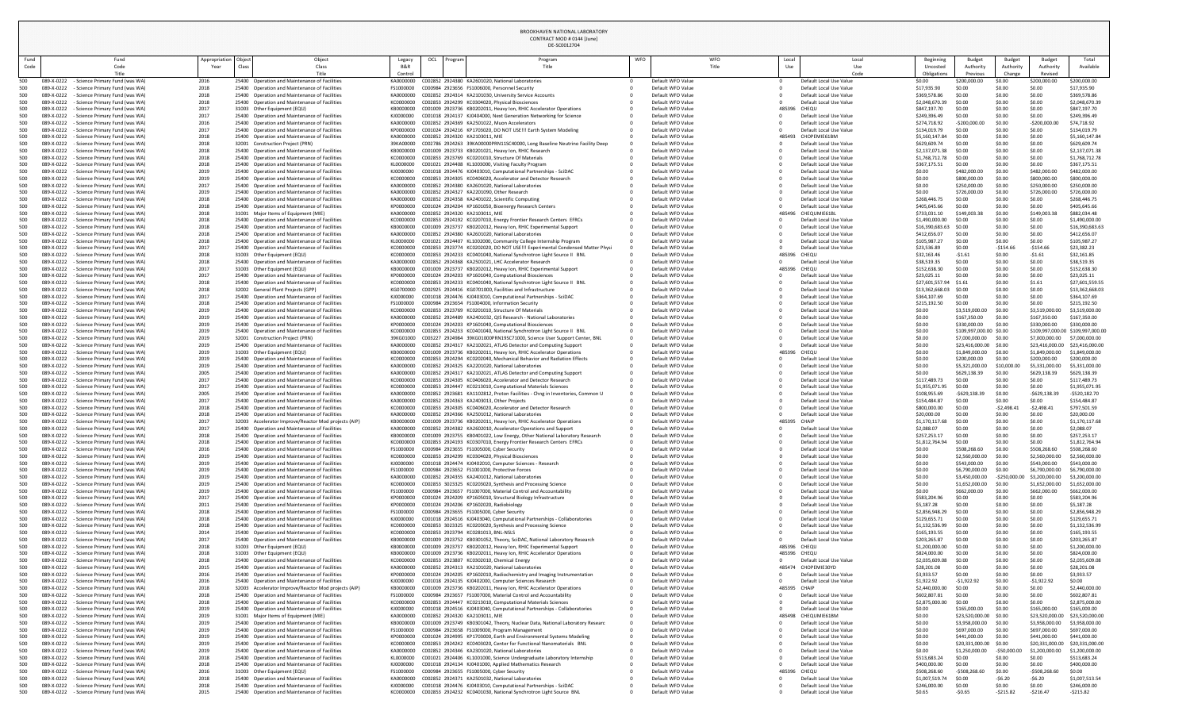BROOKHAVEN NATIONAL LABORATORY
CONTRACT MOD # 0144 [June]
DE-SC0012704

| Fund Code | Fund Title | Appropriation Year | Object Class | Object Class Title | Legacy B&R Control | OCL | Program | Program Title | WFO | WFO Title | Local Use | Local Use Code | Beginning Uncosted Obligations | Budget Authority Previous | Budget Authority Change | Budget Authority Revised | Total Available |
|---|---|---|---|---|---|---|---|---|---|---|---|---|---|---|---|---|---|
| 500 | 089-X-0222 - Science Primary Fund (was WA) | 2016 | 25400 | Operation and Maintenance of Facilities | KA0000000 | C002852 | 2924380 | KA2601020, National Laboratories | 0 | Default WFO Value | 0 | Default Local Use Value | $0.00 | $200,000.00 | $0.00 | $200,000.00 | $200,000.00 |
| 500 | 089-X-0222 - Science Primary Fund (was WA) | 2018 | 25400 | Operation and Maintenance of Facilities | FS1000000 | C000984 | 2923656 | FS1006000, Personnel Security | 0 | Default WFO Value | 0 | Default Local Use Value | $17,935.90 | $0.00 | $0.00 | $0.00 | $17,935.90 |
| 500 | 089-X-0222 - Science Primary Fund (was WA) | 2018 | 25400 | Operation and Maintenance of Facilities | KA0000000 | C002852 | 2924314 | KA2101030, University Service Accounts | 0 | Default WFO Value | 0 | Default Local Use Value | $369,578.86 | $0.00 | $0.00 | $0.00 | $369,578.86 |
| 500 | 089-X-0222 - Science Primary Fund (was WA) | 2018 | 25400 | Operation and Maintenance of Facilities | KC0000000 | C002853 | 2924299 | KC0304020, Physical Biosciences | 0 | Default WFO Value | 0 | Default Local Use Value | $2,048,670.39 | $0.00 | $0.00 | $0.00 | $2,048,670.39 |
| 500 | 089-X-0222 - Science Primary Fund (was WA) | 2017 | 31003 | Other Equipment (EQU) | KB0000000 | C001009 | 2923736 | KB0202011, Heavy Ion, RHIC Accelerator Operations | 0 | Default WFO Value | 485396 | CHEQU | $847,197.70 | $0.00 | $0.00 | $0.00 | $847,197.70 |
| 500 | 089-X-0222 - Science Primary Fund (was WA) | 2017 | 25400 | Operation and Maintenance of Facilities | KJ0000000 | C001018 | 2924137 | KJ0404000, Next Generation Networking for Science | 0 | Default WFO Value | 0 | Default Local Use Value | $249,396.49 | $0.00 | $0.00 | $0.00 | $249,396.49 |
| 500 | 089-X-0222 - Science Primary Fund (was WA) | 2016 | 25400 | Operation and Maintenance of Facilities | KA0000000 | C002852 | 2924369 | KA2501022, Muon Accelerators | 0 | Default WFO Value | 0 | Default Local Use Value | $274,718.92 | -$200,000.00 | $0.00 | -$200,000.00 | $74,718.92 |
| 500 | 089-X-0222 - Science Primary Fund (was WA) | 2017 | 25400 | Operation and Maintenance of Facilities | KP0000000 | C001024 | 2924216 | KP1703020, DO NOT USE!!! Earth System Modeling | 0 | Default WFO Value | 0 | Default Local Use Value | $134,019.79 | $0.00 | $0.00 | $0.00 | $134,019.79 |
| 500 | 089-X-0222 - Science Primary Fund (was WA) | 2018 | 25400 | Operation and Maintenance of Facilities | KA0000000 | C002852 | 2924320 | KA2103011, MIE | 0 | Default WFO Value | 485493 | CHOPEMIE61BM | $5,160,147.84 | $0.00 | $0.00 | $0.00 | $5,160,147.84 |
| 500 | 089-X-0222 - Science Primary Fund (was WA) | 2018 | 32001 | Construction Project (PRN) | 39KA00000 | C002786 | 2924263 | 39KA00000PRN11SC40000, Long Baseline Neutrino Facility Deep | 0 | Default WFO Value | 0 | Default Local Use Value | $629,609.74 | $0.00 | $0.00 | $0.00 | $629,609.74 |
| 500 | 089-X-0222 - Science Primary Fund (was WA) | 2018 | 25400 | Operation and Maintenance of Facilities | KB0000000 | C001009 | 2923733 | KB0201021, Heavy Ion, RHIC Research | 0 | Default WFO Value | 0 | Default Local Use Value | $2,137,071.38 | $0.00 | $0.00 | $0.00 | $2,137,071.38 |
| 500 | 089-X-0222 - Science Primary Fund (was WA) | 2018 | 25400 | Operation and Maintenance of Facilities | KC0000000 | C002853 | 2923769 | KC0201010, Structure Of Materials | 0 | Default WFO Value | 0 | Default Local Use Value | $1,768,712.78 | $0.00 | $0.00 | $0.00 | $1,768,712.78 |
| 500 | 089-X-0222 - Science Primary Fund (was WA) | 2018 | 25400 | Operation and Maintenance of Facilities | KL0000000 | C001021 | 2924408 | KL1003000, Visiting Faculty Program | 0 | Default WFO Value | 0 | Default Local Use Value | $367,175.51 | $0.00 | $0.00 | $0.00 | $367,175.51 |
| 500 | 089-X-0222 - Science Primary Fund (was WA) | 2019 | 25400 | Operation and Maintenance of Facilities | KJ0000000 | C001018 | 2924476 | KJ0403010, Computational Partnerships - SciDAC | 0 | Default WFO Value | 0 | Default Local Use Value | $0.00 | $482,000.00 | $0.00 | $482,000.00 | $482,000.00 |
| 500 | 089-X-0222 - Science Primary Fund (was WA) | 2019 | 25400 | Operation and Maintenance of Facilities | KC0000000 | C002853 | 2924305 | KC0406020, Accelerator and Detector Research | 0 | Default WFO Value | 0 | Default Local Use Value | $0.00 | $800,000.00 | $0.00 | $800,000.00 | $800,000.00 |
| 500 | 089-X-0222 - Science Primary Fund (was WA) | 2017 | 25400 | Operation and Maintenance of Facilities | KA0000000 | C002852 | 2924380 | KA2601020, National Laboratories | 0 | Default WFO Value | 0 | Default Local Use Value | $0.00 | $250,000.00 | $0.00 | $250,000.00 | $250,000.00 |
| 500 | 089-X-0222 - Science Primary Fund (was WA) | 2019 | 25400 | Operation and Maintenance of Facilities | KA0000000 | C002852 | 2924327 | KA2201090, Other Research | 0 | Default WFO Value | 0 | Default Local Use Value | $0.00 | $726,000.00 | $0.00 | $726,000.00 | $726,000.00 |
| 500 | 089-X-0222 - Science Primary Fund (was WA) | 2018 | 25400 | Operation and Maintenance of Facilities | KA0000000 | C002852 | 2924358 | KA2401022, Scientific Computing | 0 | Default WFO Value | 0 | Default Local Use Value | $268,446.75 | $0.00 | $0.00 | $0.00 | $268,446.75 |
| 500 | 089-X-0222 - Science Primary Fund (was WA) | 2018 | 25400 | Operation and Maintenance of Facilities | KP0000000 | C001024 | 2924204 | KP1601050, Bioenergy Research Centers | 0 | Default WFO Value | 0 | Default Local Use Value | $405,645.66 | $0.00 | $0.00 | $0.00 | $405,645.66 |
| 500 | 089-X-0222 - Science Primary Fund (was WA) | 2018 | 31001 | Major Items of Equipment (MIE) | KA0000000 | C002852 | 2924320 | KA2103011, MIE | 0 | Default WFO Value | 485496 | CHEQUMIE61BL | $733,031.10 | $149,003.38 | $0.00 | $149,003.38 | $882,034.48 |
| 500 | 089-X-0222 - Science Primary Fund (was WA) | 2018 | 25400 | Operation and Maintenance of Facilities | KC0000000 | C002853 | 2924192 | KC0207010, Energy Frontier Research Centers EFRCs | 0 | Default WFO Value | 0 | Default Local Use Value | $1,490,000.00 | $0.00 | $0.00 | $0.00 | $1,490,000.00 |
| 500 | 089-X-0222 - Science Primary Fund (was WA) | 2018 | 25400 | Operation and Maintenance of Facilities | KB0000000 | C001009 | 2923737 | KB0202012, Heavy Ion, RHIC Experimental Support | 0 | Default WFO Value | 0 | Default Local Use Value | $16,390,683.63 | $0.00 | $0.00 | $0.00 | $16,390,683.63 |
| 500 | 089-X-0222 - Science Primary Fund (was WA) | 2018 | 25400 | Operation and Maintenance of Facilities | KA0000000 | C002852 | 2924380 | KA2601020, National Laboratories | 0 | Default WFO Value | 0 | Default Local Use Value | $412,656.07 | $0.00 | $0.00 | $0.00 | $412,656.07 |
| 500 | 089-X-0222 - Science Primary Fund (was WA) | 2018 | 25400 | Operation and Maintenance of Facilities | KL0000000 | C001021 | 2924407 | KL1002000, Community College Internship Program | 0 | Default WFO Value | 0 | Default Local Use Value | $105,987.27 | $0.00 | $0.00 | $0.00 | $105,987.27 |
| 500 | 089-X-0222 - Science Primary Fund (was WA) | 2017 | 25400 | Operation and Maintenance of Facilities | KC0000000 | C002853 | 2923774 | KC0202020, DO NOT USE!!! Experimental Condensed Matter Physi | 0 | Default WFO Value | 0 | Default Local Use Value | $23,536.89 | $0.00 | -$154.66 | -$154.66 | $23,382.23 |
| 500 | 089-X-0222 - Science Primary Fund (was WA) | 2018 | 31003 | Other Equipment (EQU) | KC0000000 | C002853 | 2924233 | KC0401040, National Synchrotron Light Source II BNL | 0 | Default WFO Value | 485396 | CHEQU | $32,163.46 | -$1.61 | $0.00 | -$1.61 | $32,161.85 |
| 500 | 089-X-0222 - Science Primary Fund (was WA) | 2018 | 25400 | Operation and Maintenance of Facilities | KA0000000 | C002852 | 2924368 | KA2501021, LHC Accelerator Research | 0 | Default WFO Value | 0 | Default Local Use Value | $38,519.35 | $0.00 | $0.00 | $0.00 | $38,519.35 |
| 500 | 089-X-0222 - Science Primary Fund (was WA) | 2017 | 31003 | Other Equipment (EQU) | KB0000000 | C001009 | 2923737 | KB0202012, Heavy Ion, RHIC Experimental Support | 0 | Default WFO Value | 485396 | CHEQU | $152,638.30 | $0.00 | $0.00 | $0.00 | $152,638.30 |
| 500 | 089-X-0222 - Science Primary Fund (was WA) | 2017 | 25400 | Operation and Maintenance of Facilities | KP0000000 | C001024 | 2924203 | KP1601040, Computational Biosciences | 0 | Default WFO Value | 0 | Default Local Use Value | $23,025.11 | $0.00 | $0.00 | $0.00 | $23,025.11 |
| 500 | 089-X-0222 - Science Primary Fund (was WA) | 2018 | 25400 | Operation and Maintenance of Facilities | KC0000000 | C002853 | 2924233 | KC0401040, National Synchrotron Light Source II BNL | 0 | Default WFO Value | 0 | Default Local Use Value | $27,601,557.94 | $1.61 | $0.00 | $1.61 | $27,601,559.55 |
| 500 | 089-X-0222 - Science Primary Fund (was WA) | 2018 | 32002 | General Plant Projects (GPP) | KG0700000 | C002925 | 2924416 | KG0701000, Facilities and Infrastructure | 0 | Default WFO Value | 0 | Default Local Use Value | $13,362,668.03 | $0.00 | $0.00 | $0.00 | $13,362,668.03 |
| 500 | 089-X-0222 - Science Primary Fund (was WA) | 2017 | 25400 | Operation and Maintenance of Facilities | KJ0000000 | C001018 | 2924476 | KJ0403010, Computational Partnerships - SciDAC | 0 | Default WFO Value | 0 | Default Local Use Value | $364,107.69 | $0.00 | $0.00 | $0.00 | $364,107.69 |
| 500 | 089-X-0222 - Science Primary Fund (was WA) | 2018 | 25400 | Operation and Maintenance of Facilities | FS1000000 | C000984 | 2923654 | FS1004000, Information Security | 0 | Default WFO Value | 0 | Default Local Use Value | $215,192.50 | $0.00 | $0.00 | $0.00 | $215,192.50 |
| 500 | 089-X-0222 - Science Primary Fund (was WA) | 2019 | 25400 | Operation and Maintenance of Facilities | KC0000000 | C002853 | 2923769 | KC0201010, Structure Of Materials | 0 | Default WFO Value | 0 | Default Local Use Value | $0.00 | $3,519,000.00 | $0.00 | $3,519,000.00 | $3,519,000.00 |
| 500 | 089-X-0222 - Science Primary Fund (was WA) | 2019 | 25400 | Operation and Maintenance of Facilities | KA0000000 | C002852 | 2924489 | KA2401032, QIS Research - National Laboratories | 0 | Default WFO Value | 0 | Default Local Use Value | $0.00 | $167,350.00 | $0.00 | $167,350.00 | $167,350.00 |
| 500 | 089-X-0222 - Science Primary Fund (was WA) | 2019 | 25400 | Operation and Maintenance of Facilities | KP0000000 | C001024 | 2924203 | KP1601040, Computational Biosciences | 0 | Default WFO Value | 0 | Default Local Use Value | $0.00 | $330,000.00 | $0.00 | $330,000.00 | $330,000.00 |
| 500 | 089-X-0222 - Science Primary Fund (was WA) | 2019 | 25400 | Operation and Maintenance of Facilities | KC0000000 | C002853 | 2924233 | KC0401040, National Synchrotron Light Source II BNL | 0 | Default WFO Value | 0 | Default Local Use Value | $0.00 | $109,997,000.00 | $0.00 | $109,997,000.00 | $109,997,000.00 |
| 500 | 089-X-0222 - Science Primary Fund (was WA) | 2019 | 32001 | Construction Project (PRN) | 39KG01000 | C003227 | 2924984 | 39KG01000PRN19SC71000, Science User Support Center, BNL | 0 | Default WFO Value | 0 | Default Local Use Value | $0.00 | $7,000,000.00 | $0.00 | $7,000,000.00 | $7,000,000.00 |
| 500 | 089-X-0222 - Science Primary Fund (was WA) | 2019 | 25400 | Operation and Maintenance of Facilities | KA0000000 | C002852 | 2924317 | KA2102021, ATLAS Detector and Computing Support | 0 | Default WFO Value | 0 | Default Local Use Value | $0.00 | $23,416,000.00 | $0.00 | $23,416,000.00 | $23,416,000.00 |
| 500 | 089-X-0222 - Science Primary Fund (was WA) | 2019 | 31003 | Other Equipment (EQU) | KB0000000 | C001009 | 2923736 | KB0202011, Heavy Ion, RHIC Accelerator Operations | 0 | Default WFO Value | 485396 | CHEQU | $0.00 | $1,849,000.00 | $0.00 | $1,849,000.00 | $1,849,000.00 |
| 500 | 089-X-0222 - Science Primary Fund (was WA) | 2019 | 25400 | Operation and Maintenance of Facilities | KC0000000 | C002853 | 2924294 | KC0202040, Mechanical Behavior and Radiation Effects | 0 | Default WFO Value | 0 | Default Local Use Value | $0.00 | $200,000.00 | $0.00 | $200,000.00 | $200,000.00 |
| 500 | 089-X-0222 - Science Primary Fund (was WA) | 2019 | 25400 | Operation and Maintenance of Facilities | KA0000000 | C002852 | 2924325 | KA2201020, National Laboratories | 0 | Default WFO Value | 0 | Default Local Use Value | $0.00 | $5,321,000.00 | $10,000.00 | $5,331,000.00 | $5,331,000.00 |
| 500 | 089-X-0222 - Science Primary Fund (was WA) | 2005 | 25400 | Operation and Maintenance of Facilities | KA0000000 | C002852 | 2924317 | KA2102021, ATLAS Detector and Computing Support | 0 | Default WFO Value | 0 | Default Local Use Value | $0.00 | $629,138.39 | $0.00 | $629,138.39 | $629,138.39 |
| 500 | 089-X-0222 - Science Primary Fund (was WA) | 2017 | 25400 | Operation and Maintenance of Facilities | KC0000000 | C002853 | 2924305 | KC0406020, Accelerator and Detector Research | 0 | Default WFO Value | 0 | Default Local Use Value | $117,489.73 | $0.00 | $0.00 | $0.00 | $117,489.73 |
| 500 | 089-X-0222 - Science Primary Fund (was WA) | 2017 | 25400 | Operation and Maintenance of Facilities | KC0000000 | C002853 | 2924447 | KC0213010, Computational Materials Sciences | 0 | Default WFO Value | 0 | Default Local Use Value | $1,955,071.95 | $0.00 | $0.00 | $0.00 | $1,955,071.95 |
| 500 | 089-X-0222 - Science Primary Fund (was WA) | 2005 | 25400 | Operation and Maintenance of Facilities | KA0000000 | C002852 | 2923681 | KA1102812, Proton Facilities - Chng in Inventories, Common U | 0 | Default WFO Value | 0 | Default Local Use Value | $108,955.69 | -$629,138.39 | $0.00 | -$629,138.39 | -$520,182.70 |
| 500 | 089-X-0222 - Science Primary Fund (was WA) | 2017 | 25400 | Operation and Maintenance of Facilities | KA0000000 | C002852 | 2924363 | KA2403013, Other Projects | 0 | Default WFO Value | 0 | Default Local Use Value | $154,484.87 | $0.00 | $0.00 | $0.00 | $154,484.87 |
| 500 | 089-X-0222 - Science Primary Fund (was WA) | 2018 | 25400 | Operation and Maintenance of Facilities | KC0000000 | C002853 | 2924305 | KC0406020, Accelerator and Detector Research | 0 | Default WFO Value | 0 | Default Local Use Value | $800,000.00 | $0.00 | -$2,498.41 | -$2,498.41 | $797,501.59 |
| 500 | 089-X-0222 - Science Primary Fund (was WA) | 2018 | 25400 | Operation and Maintenance of Facilities | KA0000000 | C002852 | 2924366 | KA2501012, National Laboratories | 0 | Default WFO Value | 0 | Default Local Use Value | $20,000.00 | $0.00 | $0.00 | $0.00 | $20,000.00 |
| 500 | 089-X-0222 - Science Primary Fund (was WA) | 2017 | 32003 | Accelerator Improve/Reactor Mod projects (AIP) | KB0000000 | C001009 | 2923736 | KB0202011, Heavy Ion, RHIC Accelerator Operations | 0 | Default WFO Value | 485395 | CHAIP | $1,170,117.68 | $0.00 | $0.00 | $0.00 | $1,170,117.68 |
| 500 | 089-X-0222 - Science Primary Fund (was WA) | 2017 | 25400 | Operation and Maintenance of Facilities | KA0000000 | C002852 | 2924382 | KA2602010, Accelerator Operations and Support | 0 | Default WFO Value | 0 | Default Local Use Value | $2,088.07 | $0.00 | $0.00 | $0.00 | $2,088.07 |
| 500 | 089-X-0222 - Science Primary Fund (was WA) | 2018 | 25400 | Operation and Maintenance of Facilities | KB0000000 | C001009 | 2923755 | KB0401022, Low Energy, Other National Laboratory Research | 0 | Default WFO Value | 0 | Default Local Use Value | $257,253.17 | $0.00 | $0.00 | $0.00 | $257,253.17 |
| 500 | 089-X-0222 - Science Primary Fund (was WA) | 2018 | 25400 | Operation and Maintenance of Facilities | KC0000000 | C002853 | 2924193 | KC0307010, Energy Frontier Research Centers EFRCs | 0 | Default WFO Value | 0 | Default Local Use Value | $1,812,764.94 | $0.00 | $0.00 | $0.00 | $1,812,764.94 |
| 500 | 089-X-0222 - Science Primary Fund (was WA) | 2019 | 25400 | Operation and Maintenance of Facilities | FS1000000 | C000984 | 2923655 | FS1005000, Cyber Security | 0 | Default WFO Value | 0 | Default Local Use Value | $0.00 | $508,268.60 | $0.00 | $508,268.60 | $508,268.60 |
| 500 | 089-X-0222 - Science Primary Fund (was WA) | 2019 | 25400 | Operation and Maintenance of Facilities | KC0000000 | C002853 | 2924299 | KC0304020, Physical Biosciences | 0 | Default WFO Value | 0 | Default Local Use Value | $0.00 | $2,560,000.00 | $0.00 | $2,560,000.00 | $2,560,000.00 |
| 500 | 089-X-0222 - Science Primary Fund (was WA) | 2019 | 25400 | Operation and Maintenance of Facilities | KJ0000000 | C001018 | 2924474 | KJ0402010, Computer Sciences - Research | 0 | Default WFO Value | 0 | Default Local Use Value | $0.00 | $543,000.00 | $0.00 | $543,000.00 | $543,000.00 |
| 500 | 089-X-0222 - Science Primary Fund (was WA) | 2019 | 25400 | Operation and Maintenance of Facilities | FS1000000 | C000984 | 2923652 | FS1001000, Protective Forces | 0 | Default WFO Value | 0 | Default Local Use Value | $0.00 | $6,790,000.00 | $0.00 | $6,790,000.00 | $6,790,000.00 |
| 500 | 089-X-0222 - Science Primary Fund (was WA) | 2019 | 25400 | Operation and Maintenance of Facilities | KA0000000 | C002852 | 2924355 | KA2401012, National Laboratories | 0 | Default WFO Value | 0 | Default Local Use Value | $0.00 | $3,450,000.00 | -$250,000.00 | $3,200,000.00 | $3,200,000.00 |
| 500 | 089-X-0222 - Science Primary Fund (was WA) | 2019 | 25400 | Operation and Maintenance of Facilities | KC0000000 | C002853 | 3023325 | KC0203020, Synthesis and Processing Science | 0 | Default WFO Value | 0 | Default Local Use Value | $0.00 | $1,652,000.00 | $0.00 | $1,652,000.00 | $1,652,000.00 |
| 500 | 089-X-0222 - Science Primary Fund (was WA) | 2019 | 25400 | Operation and Maintenance of Facilities | FS1000000 | C000984 | 2923657 | FS1007000, Material Control and Accountability | 0 | Default WFO Value | 0 | Default Local Use Value | $0.00 | $662,000.00 | $0.00 | $662,000.00 | $662,000.00 |
| 500 | 089-X-0222 - Science Primary Fund (was WA) | 2017 | 25400 | Operation and Maintenance of Facilities | KP0000000 | C001024 | 2924209 | KP1605010, Structural Biology Infrastructure | 0 | Default WFO Value | 0 | Default Local Use Value | $583,204.96 | $0.00 | $0.00 | $0.00 | $583,204.96 |
| 500 | 089-X-0222 - Science Primary Fund (was WA) | 2011 | 25400 | Operation and Maintenance of Facilities | KP0000000 | C001024 | 2924206 | KP1602020, Radiobiology | 0 | Default WFO Value | 0 | Default Local Use Value | $5,187.28 | $0.00 | $0.00 | $0.00 | $5,187.28 |
| 500 | 089-X-0222 - Science Primary Fund (was WA) | 2018 | 25400 | Operation and Maintenance of Facilities | FS1000000 | C000984 | 2923655 | FS1005000, Cyber Security | 0 | Default WFO Value | 0 | Default Local Use Value | $2,856,948.29 | $0.00 | $0.00 | $0.00 | $2,856,948.29 |
| 500 | 089-X-0222 - Science Primary Fund (was WA) | 2018 | 25400 | Operation and Maintenance of Facilities | KJ0000000 | C001018 | 2924516 | KJ0403040, Computational Partnerships - Collaboratories | 0 | Default WFO Value | 0 | Default Local Use Value | $129,655.71 | $0.00 | $0.00 | $0.00 | $129,655.71 |
| 500 | 089-X-0222 - Science Primary Fund (was WA) | 2018 | 25400 | Operation and Maintenance of Facilities | KC0000000 | C002853 | 3023325 | KC0203020, Synthesis and Processing Science | 0 | Default WFO Value | 0 | Default Local Use Value | $1,132,536.99 | $0.00 | $0.00 | $0.00 | $1,132,536.99 |
| 500 | 089-X-0222 - Science Primary Fund (was WA) | 2014 | 25400 | Operation and Maintenance of Facilities | KC0000000 | C002853 | 2923794 | KC0281013, BNL-NSLS | 0 | Default WFO Value | 0 | Default Local Use Value | $165,193.55 | $0.00 | $0.00 | $0.00 | $165,193.55 |
| 500 | 089-X-0222 - Science Primary Fund (was WA) | 2017 | 25400 | Operation and Maintenance of Facilities | KB0000000 | C001009 | 2923752 | KB0301052, Theory, SciDAC, National Laboratory Research | 0 | Default WFO Value | 0 | Default Local Use Value | $203,265.87 | $0.00 | $0.00 | $0.00 | $203,265.87 |
| 500 | 089-X-0222 - Science Primary Fund (was WA) | 2018 | 31003 | Other Equipment (EQU) | KB0000000 | C001009 | 2923737 | KB0202012, Heavy Ion, RHIC Experimental Support | 0 | Default WFO Value | 485396 | CHEQU | $1,200,000.00 | $0.00 | $0.00 | $0.00 | $1,200,000.00 |
| 500 | 089-X-0222 - Science Primary Fund (was WA) | 2018 | 31003 | Other Equipment (EQU) | KB0000000 | C001009 | 2923736 | KB0202011, Heavy Ion, RHIC Accelerator Operations | 0 | Default WFO Value | 485396 | CHEQU | $824,000.00 | $0.00 | $0.00 | $0.00 | $824,000.00 |
| 500 | 089-X-0222 - Science Primary Fund (was WA) | 2018 | 25400 | Operation and Maintenance of Facilities | KC0000000 | C002853 | 2923807 | KC0302010, Chemical Energy | 0 | Default WFO Value | 0 | Default Local Use Value | $2,035,609.08 | $0.00 | $0.00 | $0.00 | $2,035,609.08 |
| 500 | 089-X-0222 - Science Primary Fund (was WA) | 2015 | 25400 | Operation and Maintenance of Facilities | KA0000000 | C002852 | 2924313 | KA2101020, National Laboratories | 0 | Default WFO Value | 485474 | CHOPEMIE30YD | $28,201.08 | $0.00 | $0.00 | $0.00 | $28,201.08 |
| 500 | 089-X-0222 - Science Primary Fund (was WA) | 2016 | 25400 | Operation and Maintenance of Facilities | KP0000000 | C001024 | 2924205 | KP1602010, Radiochemistry and Imaging Instrumentation | 0 | Default WFO Value | 0 | Default Local Use Value | $3,933.57 | $0.00 | $0.00 | $0.00 | $3,933.57 |
| 500 | 089-X-0222 - Science Primary Fund (was WA) | 2016 | 25400 | Operation and Maintenance of Facilities | KJ0000000 | C001018 | 2924135 | KJ0402000, Computer Sciences Research | 0 | Default WFO Value | 0 | Default Local Use Value | $1,922.92 | -$1,922.92 | $0.00 | -$1,922.92 | $0.00 |
| 500 | 089-X-0222 - Science Primary Fund (was WA) | 2018 | 32003 | Accelerator Improve/Reactor Mod projects (AIP) | KB0000000 | C001009 | 2923736 | KB0202011, Heavy Ion, RHIC Accelerator Operations | 0 | Default WFO Value | 485395 | CHAIP | $2,440,000.00 | $0.00 | $0.00 | $0.00 | $2,440,000.00 |
| 500 | 089-X-0222 - Science Primary Fund (was WA) | 2018 | 25400 | Operation and Maintenance of Facilities | FS1000000 | C000984 | 2923657 | FS1007000, Material Control and Accountability | 0 | Default WFO Value | 0 | Default Local Use Value | $602,807.81 | $0.00 | $0.00 | $0.00 | $602,807.81 |
| 500 | 089-X-0222 - Science Primary Fund (was WA) | 2018 | 25400 | Operation and Maintenance of Facilities | KC0000000 | C002853 | 2924447 | KC0213010, Computational Materials Sciences | 0 | Default WFO Value | 0 | Default Local Use Value | $2,875,000.00 | $0.00 | $0.00 | $0.00 | $2,875,000.00 |
| 500 | 089-X-0222 - Science Primary Fund (was WA) | 2019 | 25400 | Operation and Maintenance of Facilities | KJ0000000 | C001018 | 2924516 | KJ0403040, Computational Partnerships - Collaboratories | 0 | Default WFO Value | 0 | Default Local Use Value | $0.00 | $165,000.00 | $0.00 | $165,000.00 | $165,000.00 |
| 500 | 089-X-0222 - Science Primary Fund (was WA) | 2019 | 31001 | Major Items of Equipment (MIE) | KA0000000 | C002852 | 2924320 | KA2103011, MIE | 0 | Default WFO Value | 485498 | CHEQUMIE61BM | $0.00 | $23,520,000.00 | $0.00 | $23,520,000.00 | $23,520,000.00 |
| 500 | 089-X-0222 - Science Primary Fund (was WA) | 2019 | 25400 | Operation and Maintenance of Facilities | KB0000000 | C001009 | 2923749 | KB0301042, Theory, Nuclear Data, National Laboratory Researc | 0 | Default WFO Value | 0 | Default Local Use Value | $0.00 | $3,958,000.00 | $0.00 | $3,958,000.00 | $3,958,000.00 |
| 500 | 089-X-0222 - Science Primary Fund (was WA) | 2019 | 25400 | Operation and Maintenance of Facilities | FS1000000 | C000984 | 2923658 | FS1009000, Program Management | 0 | Default WFO Value | 0 | Default Local Use Value | $0.00 | $697,000.00 | $0.00 | $697,000.00 | $697,000.00 |
| 500 | 089-X-0222 - Science Primary Fund (was WA) | 2019 | 25400 | Operation and Maintenance of Facilities | KP0000000 | C001024 | 2924995 | KP1703040, Earth and Environmental Systems Modeling | 0 | Default WFO Value | 0 | Default Local Use Value | $0.00 | $441,000.00 | $0.00 | $441,000.00 | $441,000.00 |
| 500 | 089-X-0222 - Science Primary Fund (was WA) | 2019 | 25400 | Operation and Maintenance of Facilities | KC0000000 | C002853 | 2924242 | KC0403020, Center for Functional Nanomaterials BNL | 0 | Default WFO Value | 0 | Default Local Use Value | $0.00 | $20,331,000.00 | $0.00 | $20,331,000.00 | $20,331,000.00 |
| 500 | 089-X-0222 - Science Primary Fund (was WA) | 2019 | 25400 | Operation and Maintenance of Facilities | KA0000000 | C002852 | 2924346 | KA2301020, National Laboratories | 0 | Default WFO Value | 0 | Default Local Use Value | $0.00 | $1,250,000.00 | -$50,000.00 | $1,200,000.00 | $1,200,000.00 |
| 500 | 089-X-0222 - Science Primary Fund (was WA) | 2018 | 25400 | Operation and Maintenance of Facilities | KL0000000 | C001021 | 2924406 | KL1001000, Science Undergraduate Laboratory Internship | 0 | Default WFO Value | 0 | Default Local Use Value | $513,683.24 | $0.00 | $0.00 | $0.00 | $513,683.24 |
| 500 | 089-X-0222 - Science Primary Fund (was WA) | 2018 | 25400 | Operation and Maintenance of Facilities | KJ0000000 | C001018 | 2924134 | KJ0401000, Applied Mathematics Research | 0 | Default WFO Value | 0 | Default Local Use Value | $400,000.00 | $0.00 | $0.00 | $0.00 | $400,000.00 |
| 500 | 089-X-0222 - Science Primary Fund (was WA) | 2016 | 31003 | Other Equipment (EQU) | FS1000000 | C000984 | 2923655 | FS1005000, Cyber Security | 0 | Default WFO Value | 485396 | CHEQU | $508,268.60 | -$508,268.60 | $0.00 | -$508,268.60 | $0.00 |
| 500 | 089-X-0222 - Science Primary Fund (was WA) | 2018 | 25400 | Operation and Maintenance of Facilities | KA0000000 | C002852 | 2924371 | KA2501032, National Laboratories | 0 | Default WFO Value | 0 | Default Local Use Value | $1,007,519.74 | $0.00 | -$6.20 | -$6.20 | $1,007,513.54 |
| 500 | 089-X-0222 - Science Primary Fund (was WA) | 2018 | 25400 | Operation and Maintenance of Facilities | KJ0000000 | C001018 | 2924476 | KJ0403010, Computational Partnerships - SciDAC | 0 | Default WFO Value | 0 | Default Local Use Value | $246,000.00 | $0.00 | $0.00 | $0.00 | $246,000.00 |
| 500 | 089-X-0222 - Science Primary Fund (was WA) | 2015 | 25400 | Operation and Maintenance of Facilities | KC0000000 | C002853 | 2924232 | KC0401030, National Synchrotron Light Source BNL | 0 | Default WFO Value | 0 | Default Local Use Value | $0.65 | -$0.65 | -$215.82 | -$216.47 | -$215.82 |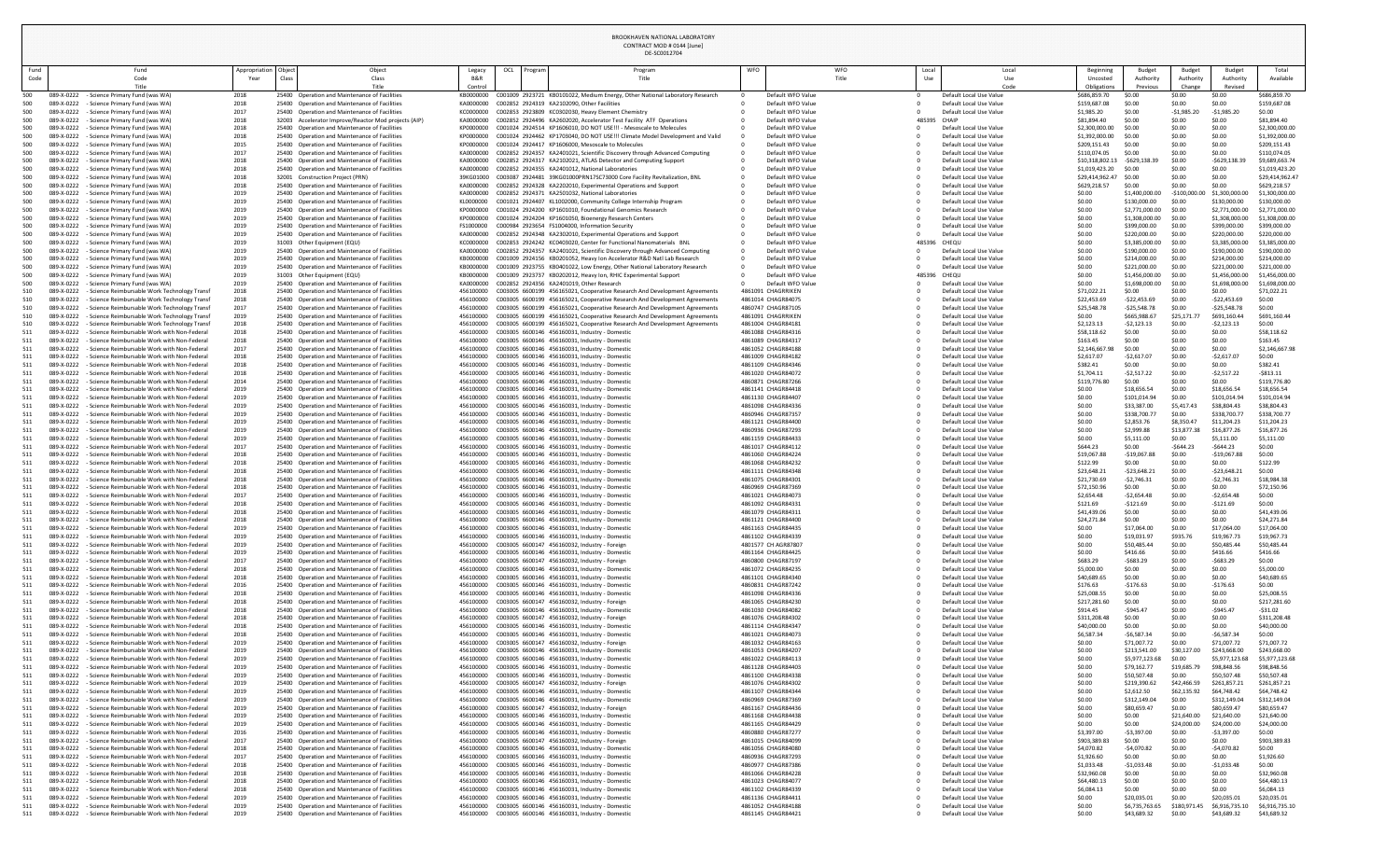BROOKHAVEN NATIONAL LABORATORY
CONTRACT MOD # 0144 [June]
DE-SC0012704

| Fund Code | Fund Title | Appropriation Year | Object Class | Object Class Title | Legacy B&R Control | OCL | Program | Program Title | WFO | WFO Title | Local Use | Local Use Code | Beginning Uncosted Obligations | Budget Authority Previous | Budget Authority Change | Budget Authority Revised | Total Available |
|---|---|---|---|---|---|---|---|---|---|---|---|---|---|---|---|---|---|
| 500 | 089-X-0222 - Science Primary Fund (was WA) | 2018 | 25400 | Operation and Maintenance of Facilities | KB0000000 | C001009 | 2923721 | KB0101022, Medium Energy, Other National Laboratory Research | 0 | Default WFO Value | 0 | Default Local Use Value | $686,859.70 | $0.00 | $0.00 | $0.00 | $686,859.70 |
| 500 | 089-X-0222 - Science Primary Fund (was WA) | 2018 | 25400 | Operation and Maintenance of Facilities | KA0000000 | C002852 | 2924319 | KA2102090, Other Facilities | 0 | Default WFO Value | 0 | Default Local Use Value | $159,687.08 | $0.00 | $0.00 | $0.00 | $159,687.08 |
| 500 | 089-X-0222 - Science Primary Fund (was WA) | 2017 | 25400 | Operation and Maintenance of Facilities | KC0000000 | C002853 | 2923809 | KC0302030, Heavy Element Chemistry | 0 | Default WFO Value | 0 | Default Local Use Value | $1,985.20 | $0.00 | -$1,985.20 | -$1,985.20 | $0.00 |
| 500 | 089-X-0222 - Science Primary Fund (was WA) | 2018 | 32003 | Accelerator Improve/Reactor Mod projects (AIP) | KA0000000 | C002852 | 2924496 | KA2602020, Accelerator Test Facility ATF Operations | 0 | Default WFO Value | 485395 | CHAIP | $81,894.40 | $0.00 | $0.00 | $0.00 | $81,894.40 |
| 500 | 089-X-0222 - Science Primary Fund (was WA) | 2018 | 25400 | Operation and Maintenance of Facilities | KP0000000 | C001024 | 2924514 | KP1606010, DO NOT USE!!! - Mesoscale to Molecules | 0 | Default WFO Value | 0 | Default Local Use Value | $2,300,000.00 | $0.00 | $0.00 | $0.00 | $2,300,000.00 |
| 500 | 089-X-0222 - Science Primary Fund (was WA) | 2018 | 25400 | Operation and Maintenance of Facilities | KP0000000 | C001024 | 2924462 | KP1703040, DO NOT USE!!! Climate Model Development and Valid | 0 | Default WFO Value | 0 | Default Local Use Value | $1,392,000.00 | $0.00 | $0.00 | $0.00 | $1,392,000.00 |
| 500 | 089-X-0222 - Science Primary Fund (was WA) | 2015 | 25400 | Operation and Maintenance of Facilities | KP0000000 | C001024 | 2924417 | KP1606000, Mesoscale to Molecules | 0 | Default WFO Value | 0 | Default Local Use Value | $209,151.43 | $0.00 | $0.00 | $0.00 | $209,151.43 |
| 500 | 089-X-0222 - Science Primary Fund (was WA) | 2017 | 25400 | Operation and Maintenance of Facilities | KA0000000 | C002852 | 2924357 | KA2401021, Scientific Discovery through Advanced Computing | 0 | Default WFO Value | 0 | Default Local Use Value | $110,074.05 | $0.00 | $0.00 | $0.00 | $110,074.05 |
| 500 | 089-X-0222 - Science Primary Fund (was WA) | 2018 | 25400 | Operation and Maintenance of Facilities | KA0000000 | C002852 | 2924317 | KA2102021, ATLAS Detector and Computing Support | 0 | Default WFO Value | 0 | Default Local Use Value | $10,318,802.13 | -$629,138.39 | $0.00 | -$629,138.39 | $9,689,663.74 |
| 500 | 089-X-0222 - Science Primary Fund (was WA) | 2018 | 25400 | Operation and Maintenance of Facilities | KA0000000 | C002852 | 2924355 | KA2401012, National Laboratories | 0 | Default WFO Value | 0 | Default Local Use Value | $1,019,423.20 | $0.00 | $0.00 | $0.00 | $1,019,423.20 |
| 500 | 089-X-0222 - Science Primary Fund (was WA) | 2018 | 32001 | Construction Project (PRN) | 39KG01000 | C003087 | 2924481 | 39KG01000PRN17SC73000 Core Facility Revitalization, BNL | 0 | Default WFO Value | 0 | Default Local Use Value | $29,414,962.47 | $0.00 | $0.00 | $0.00 | $29,414,962.47 |
| 500 | 089-X-0222 - Science Primary Fund (was WA) | 2018 | 25400 | Operation and Maintenance of Facilities | KA0000000 | C002852 | 2924328 | KA2202010, Experimental Operations and Support | 0 | Default WFO Value | 0 | Default Local Use Value | $629,218.57 | $0.00 | $0.00 | $0.00 | $629,218.57 |
| 500 | 089-X-0222 - Science Primary Fund (was WA) | 2019 | 25400 | Operation and Maintenance of Facilities | KA0000000 | C002852 | 2924371 | KA2501032, National Laboratories | 0 | Default WFO Value | 0 | Default Local Use Value | $0.00 | $1,400,000.00 | -$100,000.00 | $1,300,000.00 | $1,300,000.00 |
| 500 | 089-X-0222 - Science Primary Fund (was WA) | 2019 | 25400 | Operation and Maintenance of Facilities | KL0000000 | C001021 | 2924407 | KL1002000, Community College Internship Program | 0 | Default WFO Value | 0 | Default Local Use Value | $0.00 | $130,000.00 | $0.00 | $130,000.00 | $130,000.00 |
| 500 | 089-X-0222 - Science Primary Fund (was WA) | 2019 | 25400 | Operation and Maintenance of Facilities | KP0000000 | C001024 | 2924200 | KP1601010, Foundational Genomics Research | 0 | Default WFO Value | 0 | Default Local Use Value | $0.00 | $2,771,000.00 | $0.00 | $2,771,000.00 | $2,771,000.00 |
| 500 | 089-X-0222 - Science Primary Fund (was WA) | 2019 | 25400 | Operation and Maintenance of Facilities | KP0000000 | C001024 | 2924204 | KP1601050, Bioenergy Research Centers | 0 | Default WFO Value | 0 | Default Local Use Value | $0.00 | $1,308,000.00 | $0.00 | $1,308,000.00 | $1,308,000.00 |
| 500 | 089-X-0222 - Science Primary Fund (was WA) | 2019 | 25400 | Operation and Maintenance of Facilities | FS1000000 | C000984 | 2923654 | FS1004000, Information Security | 0 | Default WFO Value | 0 | Default Local Use Value | $0.00 | $399,000.00 | $0.00 | $399,000.00 | $399,000.00 |
| 500 | 089-X-0222 - Science Primary Fund (was WA) | 2019 | 25400 | Operation and Maintenance of Facilities | KA0000000 | C002852 | 2924348 | KA2302010, Experimental Operations and Support | 0 | Default WFO Value | 0 | Default Local Use Value | $0.00 | $220,000.00 | $0.00 | $220,000.00 | $220,000.00 |
| 500 | 089-X-0222 - Science Primary Fund (was WA) | 2019 | 31003 | Other Equipment (EQU) | KC0000000 | C002853 | 2924242 | KC0403020, Center for Functional Nanomaterials BNL | 0 | Default WFO Value | 485396 | CHEQU | $0.00 | $3,385,000.00 | $0.00 | $3,385,000.00 | $3,385,000.00 |
| 500 | 089-X-0222 - Science Primary Fund (was WA) | 2019 | 25400 | Operation and Maintenance of Facilities | KA0000000 | C002852 | 2924357 | KA2401021, Scientific Discovery through Advanced Computing | 0 | Default WFO Value | 0 | Default Local Use Value | $0.00 | $190,000.00 | $0.00 | $190,000.00 | $190,000.00 |
| 500 | 089-X-0222 - Science Primary Fund (was WA) | 2019 | 25400 | Operation and Maintenance of Facilities | KB0000000 | C001009 | 2924156 | KB0201052, Heavy Ion Accelerator R&D Nat'l Lab Research | 0 | Default WFO Value | 0 | Default Local Use Value | $0.00 | $214,000.00 | $0.00 | $214,000.00 | $214,000.00 |
| 500 | 089-X-0222 - Science Primary Fund (was WA) | 2019 | 25400 | Operation and Maintenance of Facilities | KB0000000 | C001009 | 2923755 | KB0401022, Low Energy, Other National Laboratory Research | 0 | Default WFO Value | 0 | Default Local Use Value | $0.00 | $221,000.00 | $0.00 | $221,000.00 | $221,000.00 |
| 500 | 089-X-0222 - Science Primary Fund (was WA) | 2019 | 31003 | Other Equipment (EQU) | KB0000000 | C001009 | 2923737 | KB0202012, Heavy Ion, RHIC Experimental Support | 0 | Default WFO Value | 485396 | CHEQU | $0.00 | $1,456,000.00 | $0.00 | $1,456,000.00 | $1,456,000.00 |
| 500 | 089-X-0222 - Science Primary Fund (was WA) | 2019 | 25400 | Operation and Maintenance of Facilities | KA0000000 | C002852 | 2924356 | KA2401019, Other Research | 0 | Default WFO Value | 0 | Default Local Use Value | $0.00 | $1,698,000.00 | $0.00 | $1,698,000.00 | $1,698,000.00 |
| 510 | 089-X-0222 - Science Reimbursable Work Technology Transf | 2018 | 25400 | Operation and Maintenance of Facilities | 456100000 | C003005 | 6600199 | 456165021, Cooperative Research And Development Agreements | 4861091 | CHAGRRIKEN | 0 | Default Local Use Value | $71,022.21 | $0.00 | $0.00 | $0.00 | $71,022.21 |
| 510 | 089-X-0222 - Science Reimbursable Work Technology Transf | 2018 | 25400 | Operation and Maintenance of Facilities | 456100000 | C003005 | 6600199 | 456165021, Cooperative Research And Development Agreements | 4861034 | CHAGR84075 | 0 | Default Local Use Value | $22,453.69 | -$22,453.69 | $0.00 | -$22,453.69 | $0.00 |
| 510 | 089-X-0222 - Science Reimbursable Work Technology Transf | 2017 | 25400 | Operation and Maintenance of Facilities | 456100000 | C003005 | 6600199 | 456165021, Cooperative Research And Development Agreements | 4860747 | CHAGR87105 | 0 | Default Local Use Value | $25,548.78 | -$25,548.78 | $0.00 | -$25,548.78 | $0.00 |
| 510 | 089-X-0222 - Science Reimbursable Work Technology Transf | 2019 | 25400 | Operation and Maintenance of Facilities | 456100000 | C003005 | 6600199 | 456165021, Cooperative Research And Development Agreements | 4861091 | CHAGRRIKEN | 0 | Default Local Use Value | $0.00 | $665,988.67 | $25,171.77 | $691,160.44 | $691,160.44 |
| 510 | 089-X-0222 - Science Reimbursable Work Technology Transf | 2018 | 25400 | Operation and Maintenance of Facilities | 456100000 | C003005 | 6600199 | 456165021, Cooperative Research And Development Agreements | 4861004 | CHAGR84181 | 0 | Default Local Use Value | $2,123.13 | -$2,123.13 | $0.00 | -$2,123.13 | $0.00 |
| 511 | 089-X-0222 - Science Reimbursable Work with Non-Federal | 2018 | 25400 | Operation and Maintenance of Facilities | 456100000 | C003005 | 6600146 | 456160031, Industry - Domestic | 4861088 | CHAGR84316 | 0 | Default Local Use Value | $58,118.62 | $0.00 | $0.00 | $0.00 | $58,118.62 |
| 511 | 089-X-0222 - Science Reimbursable Work with Non-Federal | 2018 | 25400 | Operation and Maintenance of Facilities | 456100000 | C003005 | 6600146 | 456160031, Industry - Domestic | 4861089 | CHAGR84317 | 0 | Default Local Use Value | $163.45 | $0.00 | $0.00 | $0.00 | $163.45 |
| 511 | 089-X-0222 - Science Reimbursable Work with Non-Federal | 2017 | 25400 | Operation and Maintenance of Facilities | 456100000 | C003005 | 6600146 | 456160031, Industry - Domestic | 4861052 | CHAGR84188 | 0 | Default Local Use Value | $2,146,667.98 | $0.00 | $0.00 | $0.00 | $2,146,667.98 |
| 511 | 089-X-0222 - Science Reimbursable Work with Non-Federal | 2018 | 25400 | Operation and Maintenance of Facilities | 456100000 | C003005 | 6600146 | 456160031, Industry - Domestic | 4861009 | CHAGR84182 | 0 | Default Local Use Value | $2,617.07 | -$2,617.07 | $0.00 | -$2,617.07 | $0.00 |
| 511 | 089-X-0222 - Science Reimbursable Work with Non-Federal | 2018 | 25400 | Operation and Maintenance of Facilities | 456100000 | C003005 | 6600146 | 456160031, Industry - Domestic | 4861109 | CHAGR84346 | 0 | Default Local Use Value | $382.41 | $0.00 | $0.00 | $0.00 | $382.41 |
| 511 | 089-X-0222 - Science Reimbursable Work with Non-Federal | 2018 | 25400 | Operation and Maintenance of Facilities | 456100000 | C003005 | 6600146 | 456160031, Industry - Domestic | 4861020 | CHAGR84072 | 0 | Default Local Use Value | $1,704.11 | -$2,517.22 | $0.00 | -$2,517.22 | -$813.11 |
| 511 | 089-X-0222 - Science Reimbursable Work with Non-Federal | 2014 | 25400 | Operation and Maintenance of Facilities | 456100000 | C003005 | 6600146 | 456160031, Industry - Domestic | 4860871 | CHAGR87266 | 0 | Default Local Use Value | $119,776.80 | $0.00 | $0.00 | $0.00 | $119,776.80 |
| 511 | 089-X-0222 - Science Reimbursable Work with Non-Federal | 2019 | 25400 | Operation and Maintenance of Facilities | 456100000 | C003005 | 6600146 | 456160031, Industry - Domestic | 4861141 | CHAGR84418 | 0 | Default Local Use Value | $0.00 | $18,656.54 | $0.00 | $18,656.54 | $18,656.54 |
| 511 | 089-X-0222 - Science Reimbursable Work with Non-Federal | 2019 | 25400 | Operation and Maintenance of Facilities | 456100000 | C003005 | 6600146 | 456160031, Industry - Domestic | 4861130 | CHAGR84407 | 0 | Default Local Use Value | $0.00 | $101,014.94 | $0.00 | $101,014.94 | $101,014.94 |
| 511 | 089-X-0222 - Science Reimbursable Work with Non-Federal | 2019 | 25400 | Operation and Maintenance of Facilities | 456100000 | C003005 | 6600146 | 456160031, Industry - Domestic | 4861098 | CHAGR84336 | 0 | Default Local Use Value | $0.00 | $33,387.00 | $5,417.43 | $38,804.43 | $38,804.43 |
| 511 | 089-X-0222 - Science Reimbursable Work with Non-Federal | 2019 | 25400 | Operation and Maintenance of Facilities | 456100000 | C003005 | 6600146 | 456160031, Industry - Domestic | 4860946 | CHAGR87357 | 0 | Default Local Use Value | $0.00 | $338,700.77 | $0.00 | $338,700.77 | $338,700.77 |
| 511 | 089-X-0222 - Science Reimbursable Work with Non-Federal | 2019 | 25400 | Operation and Maintenance of Facilities | 456100000 | C003005 | 6600146 | 456160031, Industry - Domestic | 4861121 | CHAGR84400 | 0 | Default Local Use Value | $0.00 | $2,853.76 | $8,350.47 | $11,204.23 | $11,204.23 |
| 511 | 089-X-0222 - Science Reimbursable Work with Non-Federal | 2019 | 25400 | Operation and Maintenance of Facilities | 456100000 | C003005 | 6600146 | 456160031, Industry - Domestic | 4860936 | CHAGR87293 | 0 | Default Local Use Value | $0.00 | $2,999.88 | $13,877.38 | $16,877.26 | $16,877.26 |
| 511 | 089-X-0222 - Science Reimbursable Work with Non-Federal | 2019 | 25400 | Operation and Maintenance of Facilities | 456100000 | C003005 | 6600146 | 456160031, Industry - Domestic | 4861159 | CHAGR84433 | 0 | Default Local Use Value | $0.00 | $5,111.00 | $0.00 | $5,111.00 | $5,111.00 |
| 511 | 089-X-0222 - Science Reimbursable Work with Non-Federal | 2017 | 25400 | Operation and Maintenance of Facilities | 456100000 | C003005 | 6600146 | 456160031, Industry - Domestic | 4861017 | CHAGR84112 | 0 | Default Local Use Value | $644.23 | $0.00 | -$644.23 | -$644.23 | $0.00 |
| 511 | 089-X-0222 - Science Reimbursable Work with Non-Federal | 2018 | 25400 | Operation and Maintenance of Facilities | 456100000 | C003005 | 6600146 | 456160031, Industry - Domestic | 4861060 | CHAGR84224 | 0 | Default Local Use Value | $19,067.88 | -$19,067.88 | $0.00 | -$19,067.88 | $0.00 |
| 511 | 089-X-0222 - Science Reimbursable Work with Non-Federal | 2018 | 25400 | Operation and Maintenance of Facilities | 456100000 | C003005 | 6600146 | 456160031, Industry - Domestic | 4861068 | CHAGR84232 | 0 | Default Local Use Value | $122.99 | $0.00 | $0.00 | $0.00 | $122.99 |
| 511 | 089-X-0222 - Science Reimbursable Work with Non-Federal | 2018 | 25400 | Operation and Maintenance of Facilities | 456100000 | C003005 | 6600146 | 456160031, Industry - Domestic | 4861111 | CHAGR84348 | 0 | Default Local Use Value | $23,648.21 | -$23,648.21 | $0.00 | -$23,648.21 | $0.00 |
| 511 | 089-X-0222 - Science Reimbursable Work with Non-Federal | 2018 | 25400 | Operation and Maintenance of Facilities | 456100000 | C003005 | 6600146 | 456160031, Industry - Domestic | 4861075 | CHAGR84301 | 0 | Default Local Use Value | $21,730.69 | -$2,746.31 | $0.00 | -$2,746.31 | $18,984.38 |
| 511 | 089-X-0222 - Science Reimbursable Work with Non-Federal | 2018 | 25400 | Operation and Maintenance of Facilities | 456100000 | C003005 | 6600146 | 456160031, Industry - Domestic | 4860969 | CHAGR87369 | 0 | Default Local Use Value | $72,150.96 | $0.00 | $0.00 | $0.00 | $72,150.96 |
| 511 | 089-X-0222 - Science Reimbursable Work with Non-Federal | 2017 | 25400 | Operation and Maintenance of Facilities | 456100000 | C003005 | 6600146 | 456160031, Industry - Domestic | 4861021 | CHAGR84073 | 0 | Default Local Use Value | $2,654.48 | -$2,654.48 | $0.00 | -$2,654.48 | $0.00 |
| 511 | 089-X-0222 - Science Reimbursable Work with Non-Federal | 2018 | 25400 | Operation and Maintenance of Facilities | 456100000 | C003005 | 6600146 | 456160031, Industry - Domestic | 4861092 | CHAGR84331 | 0 | Default Local Use Value | $121.69 | -$121.69 | $0.00 | -$121.69 | $0.00 |
| 511 | 089-X-0222 - Science Reimbursable Work with Non-Federal | 2018 | 25400 | Operation and Maintenance of Facilities | 456100000 | C003005 | 6600146 | 456160031, Industry - Domestic | 4861079 | CHAGR84311 | 0 | Default Local Use Value | $41,439.06 | $0.00 | $0.00 | $0.00 | $41,439.06 |
| 511 | 089-X-0222 - Science Reimbursable Work with Non-Federal | 2018 | 25400 | Operation and Maintenance of Facilities | 456100000 | C003005 | 6600146 | 456160031, Industry - Domestic | 4861121 | CHAGR84400 | 0 | Default Local Use Value | $24,271.84 | $0.00 | $0.00 | $0.00 | $24,271.84 |
| 511 | 089-X-0222 - Science Reimbursable Work with Non-Federal | 2019 | 25400 | Operation and Maintenance of Facilities | 456100000 | C003005 | 6600146 | 456160031, Industry - Domestic | 4861163 | CHAGR84435 | 0 | Default Local Use Value | $0.00 | $17,064.00 | $0.00 | $17,064.00 | $17,064.00 |
| 511 | 089-X-0222 - Science Reimbursable Work with Non-Federal | 2019 | 25400 | Operation and Maintenance of Facilities | 456100000 | C003005 | 6600146 | 456160031, Industry - Domestic | 4861102 | CHAGR84339 | 0 | Default Local Use Value | $0.00 | $19,031.97 | $935.76 | $19,967.73 | $19,967.73 |
| 511 | 089-X-0222 - Science Reimbursable Work with Non-Federal | 2019 | 25400 | Operation and Maintenance of Facilities | 456100000 | C003005 | 6600147 | 456160032, Industry - Foreign | 4801577 | CH AGR87807 | 0 | Default Local Use Value | $0.00 | $50,485.44 | $0.00 | $50,485.44 | $50,485.44 |
| 511 | 089-X-0222 - Science Reimbursable Work with Non-Federal | 2019 | 25400 | Operation and Maintenance of Facilities | 456100000 | C003005 | 6600146 | 456160031, Industry - Domestic | 4861164 | CHAGR84425 | 0 | Default Local Use Value | $0.00 | $416.66 | $0.00 | $416.66 | $416.66 |
| 511 | 089-X-0222 - Science Reimbursable Work with Non-Federal | 2017 | 25400 | Operation and Maintenance of Facilities | 456100000 | C003005 | 6600147 | 456160032, Industry - Foreign | 4860800 | CHAGR87197 | 0 | Default Local Use Value | $683.29 | -$683.29 | $0.00 | -$683.29 | $0.00 |
| 511 | 089-X-0222 - Science Reimbursable Work with Non-Federal | 2018 | 25400 | Operation and Maintenance of Facilities | 456100000 | C003005 | 6600146 | 456160031, Industry - Domestic | 4861072 | CHAGR84235 | 0 | Default Local Use Value | $5,000.00 | $0.00 | $0.00 | $0.00 | $5,000.00 |
| 511 | 089-X-0222 - Science Reimbursable Work with Non-Federal | 2018 | 25400 | Operation and Maintenance of Facilities | 456100000 | C003005 | 6600146 | 456160031, Industry - Domestic | 4861101 | CHAGR84340 | 0 | Default Local Use Value | $40,689.65 | $0.00 | $0.00 | $0.00 | $40,689.65 |
| 511 | 089-X-0222 - Science Reimbursable Work with Non-Federal | 2016 | 25400 | Operation and Maintenance of Facilities | 456100000 | C003005 | 6600146 | 456160031, Industry - Domestic | 4860831 | CHAGR87242 | 0 | Default Local Use Value | $176.63 | -$176.63 | $0.00 | -$176.63 | $0.00 |
| 511 | 089-X-0222 - Science Reimbursable Work with Non-Federal | 2018 | 25400 | Operation and Maintenance of Facilities | 456100000 | C003005 | 6600146 | 456160031, Industry - Domestic | 4861098 | CHAGR84336 | 0 | Default Local Use Value | $25,008.55 | $0.00 | $0.00 | $0.00 | $25,008.55 |
| 511 | 089-X-0222 - Science Reimbursable Work with Non-Federal | 2018 | 25400 | Operation and Maintenance of Facilities | 456100000 | C003005 | 6600147 | 456160032, Industry - Foreign | 4861065 | CHAGR84230 | 0 | Default Local Use Value | $217,281.60 | $0.00 | $0.00 | $0.00 | $217,281.60 |
| 511 | 089-X-0222 - Science Reimbursable Work with Non-Federal | 2018 | 25400 | Operation and Maintenance of Facilities | 456100000 | C003005 | 6600146 | 456160031, Industry - Domestic | 4861030 | CHAGR84082 | 0 | Default Local Use Value | $914.45 | -$945.47 | $0.00 | -$945.47 | -$31.02 |
| 511 | 089-X-0222 - Science Reimbursable Work with Non-Federal | 2018 | 25400 | Operation and Maintenance of Facilities | 456100000 | C003005 | 6600147 | 456160032, Industry - Foreign | 4861076 | CHAGR84302 | 0 | Default Local Use Value | $311,208.48 | $0.00 | $0.00 | $0.00 | $311,208.48 |
| 511 | 089-X-0222 - Science Reimbursable Work with Non-Federal | 2018 | 25400 | Operation and Maintenance of Facilities | 456100000 | C003005 | 6600146 | 456160031, Industry - Domestic | 4861114 | CHAGR84347 | 0 | Default Local Use Value | $40,000.00 | $0.00 | $0.00 | $0.00 | $40,000.00 |
| 511 | 089-X-0222 - Science Reimbursable Work with Non-Federal | 2018 | 25400 | Operation and Maintenance of Facilities | 456100000 | C003005 | 6600146 | 456160031, Industry - Domestic | 4861021 | CHAGR84073 | 0 | Default Local Use Value | $6,587.34 | -$6,587.34 | $0.00 | -$6,587.34 | $0.00 |
| 511 | 089-X-0222 - Science Reimbursable Work with Non-Federal | 2019 | 25400 | Operation and Maintenance of Facilities | 456100000 | C003005 | 6600147 | 456160032, Industry - Foreign | 4861032 | CHAGR84163 | 0 | Default Local Use Value | $0.00 | $71,007.72 | $0.00 | $71,007.72 | $71,007.72 |
| 511 | 089-X-0222 - Science Reimbursable Work with Non-Federal | 2019 | 25400 | Operation and Maintenance of Facilities | 456100000 | C003005 | 6600146 | 456160031, Industry - Domestic | 4861053 | CHAGR84207 | 0 | Default Local Use Value | $0.00 | $213,541.00 | $30,127.00 | $243,668.00 | $243,668.00 |
| 511 | 089-X-0222 - Science Reimbursable Work with Non-Federal | 2019 | 25400 | Operation and Maintenance of Facilities | 456100000 | C003005 | 6600146 | 456160031, Industry - Domestic | 4861022 | CHAGR84113 | 0 | Default Local Use Value | $0.00 | $5,977,123.68 | $0.00 | $5,977,123.68 | $5,977,123.68 |
| 511 | 089-X-0222 - Science Reimbursable Work with Non-Federal | 2019 | 25400 | Operation and Maintenance of Facilities | 456100000 | C003005 | 6600146 | 456160031, Industry - Domestic | 4861128 | CHAGR84403 | 0 | Default Local Use Value | $0.00 | $79,162.77 | $19,685.79 | $98,848.56 | $98,848.56 |
| 511 | 089-X-0222 - Science Reimbursable Work with Non-Federal | 2019 | 25400 | Operation and Maintenance of Facilities | 456100000 | C003005 | 6600146 | 456160031, Industry - Domestic | 4861100 | CHAGR84338 | 0 | Default Local Use Value | $0.00 | $50,507.48 | $0.00 | $50,507.48 | $50,507.48 |
| 511 | 089-X-0222 - Science Reimbursable Work with Non-Federal | 2019 | 25400 | Operation and Maintenance of Facilities | 456100000 | C003005 | 6600147 | 456160032, Industry - Foreign | 4861076 | CHAGR84302 | 0 | Default Local Use Value | $0.00 | $219,390.62 | $42,466.59 | $261,857.21 | $261,857.21 |
| 511 | 089-X-0222 - Science Reimbursable Work with Non-Federal | 2019 | 25400 | Operation and Maintenance of Facilities | 456100000 | C003005 | 6600146 | 456160031, Industry - Domestic | 4861107 | CHAGR84344 | 0 | Default Local Use Value | $0.00 | $2,612.50 | $62,135.92 | $64,748.42 | $64,748.42 |
| 511 | 089-X-0222 - Science Reimbursable Work with Non-Federal | 2019 | 25400 | Operation and Maintenance of Facilities | 456100000 | C003005 | 6600146 | 456160031, Industry - Domestic | 4860969 | CHAGR87369 | 0 | Default Local Use Value | $0.00 | $312,149.04 | $0.00 | $312,149.04 | $312,149.04 |
| 511 | 089-X-0222 - Science Reimbursable Work with Non-Federal | 2019 | 25400 | Operation and Maintenance of Facilities | 456100000 | C003005 | 6600147 | 456160032, Industry - Foreign | 4861167 | CHAGR84436 | 0 | Default Local Use Value | $0.00 | $80,659.47 | $0.00 | $80,659.47 | $80,659.47 |
| 511 | 089-X-0222 - Science Reimbursable Work with Non-Federal | 2019 | 25400 | Operation and Maintenance of Facilities | 456100000 | C003005 | 6600146 | 456160031, Industry - Domestic | 4861168 | CHAGR84438 | 0 | Default Local Use Value | $0.00 | $0.00 | $21,640.00 | $21,640.00 | $21,640.00 |
| 511 | 089-X-0222 - Science Reimbursable Work with Non-Federal | 2019 | 25400 | Operation and Maintenance of Facilities | 456100000 | C003005 | 6600146 | 456160031, Industry - Domestic | 4861165 | CHAGR84429 | 0 | Default Local Use Value | $0.00 | $0.00 | $24,000.00 | $24,000.00 | $24,000.00 |
| 511 | 089-X-0222 - Science Reimbursable Work with Non-Federal | 2016 | 25400 | Operation and Maintenance of Facilities | 456100000 | C003005 | 6600146 | 456160031, Industry - Domestic | 4860880 | CHAGR87277 | 0 | Default Local Use Value | $3,397.00 | -$3,397.00 | $0.00 | -$3,397.00 | $0.00 |
| 511 | 089-X-0222 - Science Reimbursable Work with Non-Federal | 2017 | 25400 | Operation and Maintenance of Facilities | 456100000 | C003005 | 6600147 | 456160032, Industry - Foreign | 4861015 | CHAGR84099 | 0 | Default Local Use Value | $903,389.83 | $0.00 | $0.00 | $0.00 | $903,389.83 |
| 511 | 089-X-0222 - Science Reimbursable Work with Non-Federal | 2018 | 25400 | Operation and Maintenance of Facilities | 456100000 | C003005 | 6600146 | 456160031, Industry - Domestic | 4861056 | CHAGR84080 | 0 | Default Local Use Value | $4,070.82 | -$4,070.82 | $0.00 | -$4,070.82 | $0.00 |
| 511 | 089-X-0222 - Science Reimbursable Work with Non-Federal | 2017 | 25400 | Operation and Maintenance of Facilities | 456100000 | C003005 | 6600146 | 456160031, Industry - Domestic | 4860936 | CHAGR87293 | 0 | Default Local Use Value | $1,926.60 | $0.00 | $0.00 | $0.00 | $1,926.60 |
| 511 | 089-X-0222 - Science Reimbursable Work with Non-Federal | 2018 | 25400 | Operation and Maintenance of Facilities | 456100000 | C003005 | 6600146 | 456160031, Industry - Domestic | 4860977 | CHAGR87386 | 0 | Default Local Use Value | $1,033.48 | -$1,033.48 | $0.00 | -$1,033.48 | $0.00 |
| 511 | 089-X-0222 - Science Reimbursable Work with Non-Federal | 2018 | 25400 | Operation and Maintenance of Facilities | 456100000 | C003005 | 6600146 | 456160031, Industry - Domestic | 4861066 | CHAGR84228 | 0 | Default Local Use Value | $32,960.08 | $0.00 | $0.00 | $0.00 | $32,960.08 |
| 511 | 089-X-0222 - Science Reimbursable Work with Non-Federal | 2018 | 25400 | Operation and Maintenance of Facilities | 456100000 | C003005 | 6600146 | 456160031, Industry - Domestic | 4861023 | CHAGR84077 | 0 | Default Local Use Value | $64,480.13 | $0.00 | $0.00 | $0.00 | $64,480.13 |
| 511 | 089-X-0222 - Science Reimbursable Work with Non-Federal | 2018 | 25400 | Operation and Maintenance of Facilities | 456100000 | C003005 | 6600146 | 456160031, Industry - Domestic | 4861102 | CHAGR84339 | 0 | Default Local Use Value | $6,084.13 | $0.00 | $0.00 | $0.00 | $6,084.13 |
| 511 | 089-X-0222 - Science Reimbursable Work with Non-Federal | 2019 | 25400 | Operation and Maintenance of Facilities | 456100000 | C003005 | 6600146 | 456160031, Industry - Domestic | 4861136 | CHAGR84411 | 0 | Default Local Use Value | $0.00 | $20,035.01 | $0.00 | $20,035.01 | $20,035.01 |
| 511 | 089-X-0222 - Science Reimbursable Work with Non-Federal | 2019 | 25400 | Operation and Maintenance of Facilities | 456100000 | C003005 | 6600146 | 456160031, Industry - Domestic | 4861052 | CHAGR84188 | 0 | Default Local Use Value | $0.00 | $6,735,763.65 | $180,971.45 | $6,916,735.10 | $6,916,735.10 |
| 511 | 089-X-0222 - Science Reimbursable Work with Non-Federal | 2019 | 25400 | Operation and Maintenance of Facilities | 456100000 | C003005 | 6600146 | 456160031, Industry - Domestic | 4861145 | CHAGR84421 | 0 | Default Local Use Value | $0.00 | $43,689.32 | $0.00 | $43,689.32 | $43,689.32 |